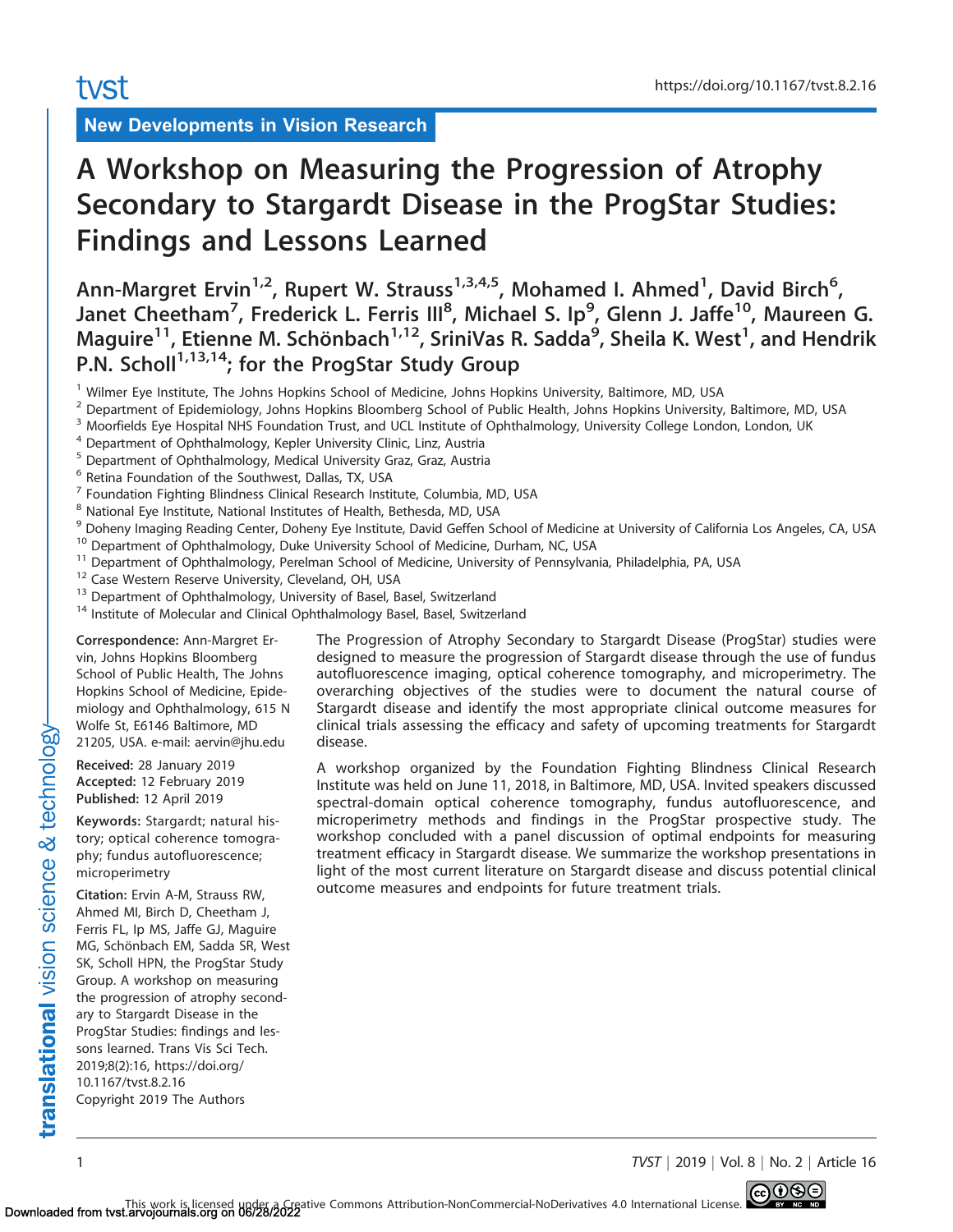New Developments in Vision Research

# A Workshop on Measuring the Progression of Atrophy Secondary to Stargardt Disease in the ProgStar Studies: Findings and Lessons Learned

**Ann-Margret Ervin[1,2], Rupert W. Strauss[1,3,4,5], Mohamed I. Ahmed[1], David Birch[6], Janet Cheetham[7], Frederick L. Ferris III[8], Michael S. Ip[9], Glenn J. Jaffe[10], Maureen G. Maguire[11], Etienne M. Schönbach[1,12], SriniVas R. Sadda[9], Sheila K. West[1], and Hendrik P.N. Scholl[1,13,14]; for the ProgStar Study Group**

[1] Wilmer Eye Institute, The Johns Hopkins School of Medicine, Johns Hopkins University, Baltimore, MD, USA
[2] Department of Epidemiology, Johns Hopkins Bloomberg School of Public Health, Johns Hopkins University, Baltimore, MD, USA
[3] Moorfields Eye Hospital NHS Foundation Trust, and UCL Institute of Ophthalmology, University College London, London, UK
[4] Department of Ophthalmology, Kepler University Clinic, Linz, Austria
[5] Department of Ophthalmology, Medical University Graz, Graz, Austria
[6] Retina Foundation of the Southwest, Dallas, TX, USA
[7] Foundation Fighting Blindness Clinical Research Institute, Columbia, MD, USA
[8] National Eye Institute, National Institutes of Health, Bethesda, MD, USA
[9] Doheny Imaging Reading Center, Doheny Eye Institute, David Geffen School of Medicine at University of California Los Angeles, CA, USA
[10] Department of Ophthalmology, Duke University School of Medicine, Durham, NC, USA
[11] Department of Ophthalmology, Perelman School of Medicine, University of Pennsylvania, Philadelphia, PA, USA
[12] Case Western Reserve University, Cleveland, OH, USA
[13] Department of Ophthalmology, University of Basel, Basel, Switzerland
[14] Institute of Molecular and Clinical Ophthalmology Basel, Basel, Switzerland

**Correspondence:** Ann-Margret Ervin, Johns Hopkins Bloomberg School of Public Health, The Johns Hopkins School of Medicine, Epidemiology and Ophthalmology, 615 N Wolfe St, E6146 Baltimore, MD 21205, USA. e-mail: aervin@jhu.edu

**Received:** 28 January 2019
**Accepted:** 12 February 2019
**Published:** 12 April 2019

**Keywords:** Stargardt; natural history; optical coherence tomography; fundus autofluorescence; microperimetry

**Citation:** Ervin A-M, Strauss RW, Ahmed MI, Birch D, Cheetham J, Ferris FL, Ip MS, Jaffe GJ, Maguire MG, Schönbach EM, Sadda SR, West SK, Scholl HPN, the ProgStar Study Group. A workshop on measuring the progression of atrophy secondary to Stargardt Disease in the ProgStar Studies: findings and lessons learned. Trans Vis Sci Tech. 2019;8(2):16, https://doi.org/10.1167/tvst.8.2.16
Copyright 2019 The Authors

The Progression of Atrophy Secondary to Stargardt Disease (ProgStar) studies were designed to measure the progression of Stargardt disease through the use of fundus autofluorescence imaging, optical coherence tomography, and microperimetry. The overarching objectives of the studies were to document the natural course of Stargardt disease and identify the most appropriate clinical outcome measures for clinical trials assessing the efficacy and safety of upcoming treatments for Stargardt disease.

A workshop organized by the Foundation Fighting Blindness Clinical Research Institute was held on June 11, 2018, in Baltimore, MD, USA. Invited speakers discussed spectral-domain optical coherence tomography, fundus autofluorescence, and microperimetry methods and findings in the ProgStar prospective study. The workshop concluded with a panel discussion of optimal endpoints for measuring treatment efficacy in Stargardt disease. We summarize the workshop presentations in light of the most current literature on Stargardt disease and discuss potential clinical outcome measures and endpoints for future treatment trials.

This work is licensed under a Creative Commons Attribution-NonCommercial-NoDerivatives 4.0 International License.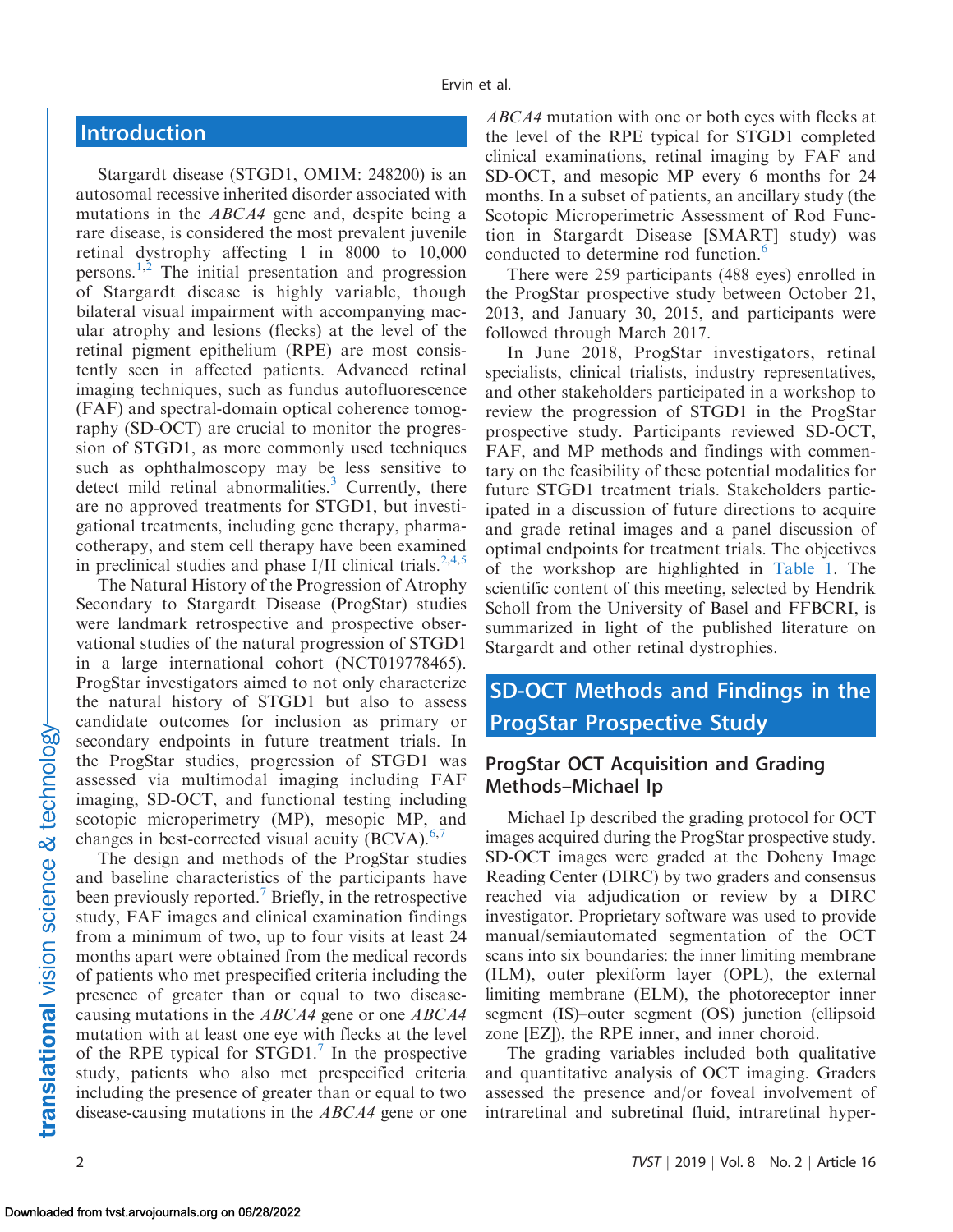## Introduction

Stargardt disease (STGD1, OMIM: 248200) is an autosomal recessive inherited disorder associated with mutations in the *ABCA4* gene and, despite being a rare disease, is considered the most prevalent juvenile retinal dystrophy affecting 1 in 8000 to 10,000 persons.[1,2] The initial presentation and progression of Stargardt disease is highly variable, though bilateral visual impairment with accompanying macular atrophy and lesions (flecks) at the level of the retinal pigment epithelium (RPE) are most consistently seen in affected patients. Advanced retinal imaging techniques, such as fundus autofluorescence (FAF) and spectral-domain optical coherence tomography (SD-OCT) are crucial to monitor the progression of STGD1, as more commonly used techniques such as ophthalmoscopy may be less sensitive to detect mild retinal abnormalities.[3] Currently, there are no approved treatments for STGD1, but investigational treatments, including gene therapy, pharmacotherapy, and stem cell therapy have been examined in preclinical studies and phase I/II clinical trials.[2,4,5]

The Natural History of the Progression of Atrophy Secondary to Stargardt Disease (ProgStar) studies were landmark retrospective and prospective observational studies of the natural progression of STGD1 in a large international cohort (NCT019778465). ProgStar investigators aimed to not only characterize the natural history of STGD1 but also to assess candidate outcomes for inclusion as primary or secondary endpoints in future treatment trials. In the ProgStar studies, progression of STGD1 was assessed via multimodal imaging including FAF imaging, SD-OCT, and functional testing including scotopic microperimetry (MP), mesopic MP, and changes in best-corrected visual acuity (BCVA).[6,7]

The design and methods of the ProgStar studies and baseline characteristics of the participants have been previously reported.[7] Briefly, in the retrospective study, FAF images and clinical examination findings from a minimum of two, up to four visits at least 24 months apart were obtained from the medical records of patients who met prespecified criteria including the presence of greater than or equal to two disease-causing mutations in the *ABCA4* gene or one *ABCA4* mutation with at least one eye with flecks at the level of the RPE typical for STGD1.[7] In the prospective study, patients who also met prespecified criteria including the presence of greater than or equal to two disease-causing mutations in the *ABCA4* gene or one *ABCA4* mutation with one or both eyes with flecks at the level of the RPE typical for STGD1 completed clinical examinations, retinal imaging by FAF and SD-OCT, and mesopic MP every 6 months for 24 months. In a subset of patients, an ancillary study (the Scotopic Microperimetric Assessment of Rod Function in Stargardt Disease [SMART] study) was conducted to determine rod function.[6]

There were 259 participants (488 eyes) enrolled in the ProgStar prospective study between October 21, 2013, and January 30, 2015, and participants were followed through March 2017.

In June 2018, ProgStar investigators, retinal specialists, clinical trialists, industry representatives, and other stakeholders participated in a workshop to review the progression of STGD1 in the ProgStar prospective study. Participants reviewed SD-OCT, FAF, and MP methods and findings with commentary on the feasibility of these potential modalities for future STGD1 treatment trials. Stakeholders participated in a discussion of future directions to acquire and grade retinal images and a panel discussion of optimal endpoints for treatment trials. The objectives of the workshop are highlighted in Table 1. The scientific content of this meeting, selected by Hendrik Scholl from the University of Basel and FFBCRI, is summarized in light of the published literature on Stargardt and other retinal dystrophies.

## SD-OCT Methods and Findings in the ProgStar Prospective Study

### ProgStar OCT Acquisition and Grading Methods–Michael Ip

Michael Ip described the grading protocol for OCT images acquired during the ProgStar prospective study. SD-OCT images were graded at the Doheny Image Reading Center (DIRC) by two graders and consensus reached via adjudication or review by a DIRC investigator. Proprietary software was used to provide manual/semiautomated segmentation of the OCT scans into six boundaries: the inner limiting membrane (ILM), outer plexiform layer (OPL), the external limiting membrane (ELM), the photoreceptor inner segment (IS)–outer segment (OS) junction (ellipsoid zone [EZ]), the RPE inner, and inner choroid.

The grading variables included both qualitative and quantitative analysis of OCT imaging. Graders assessed the presence and/or foveal involvement of intraretinal and subretinal fluid, intraretinal hyper-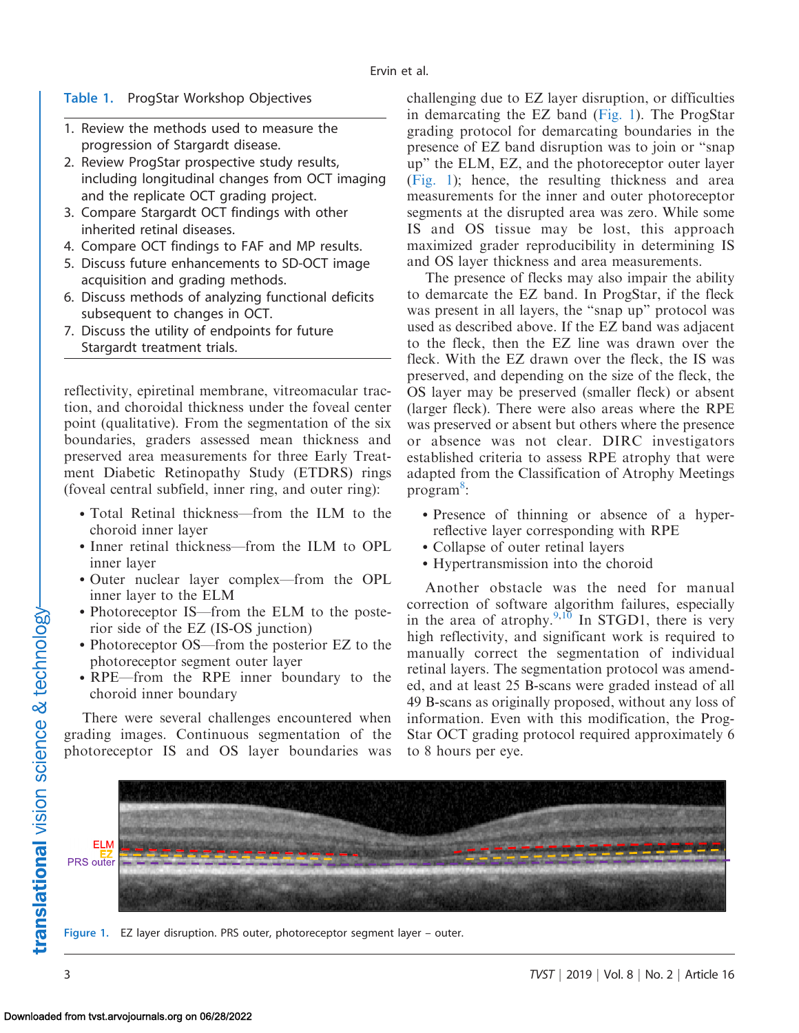Table 1. ProgStar Workshop Objectives

1. Review the methods used to measure the progression of Stargardt disease.
2. Review ProgStar prospective study results, including longitudinal changes from OCT imaging and the replicate OCT grading project.
3. Compare Stargardt OCT findings with other inherited retinal diseases.
4. Compare OCT findings to FAF and MP results.
5. Discuss future enhancements to SD-OCT image acquisition and grading methods.
6. Discuss methods of analyzing functional deficits subsequent to changes in OCT.
7. Discuss the utility of endpoints for future Stargardt treatment trials.

reflectivity, epiretinal membrane, vitreomacular traction, and choroidal thickness under the foveal center point (qualitative). From the segmentation of the six boundaries, graders assessed mean thickness and preserved area measurements for three Early Treatment Diabetic Retinopathy Study (ETDRS) rings (foveal central subfield, inner ring, and outer ring):

- Total Retinal thickness—from the ILM to the choroid inner layer
- Inner retinal thickness—from the ILM to OPL inner layer
- Outer nuclear layer complex—from the OPL inner layer to the ELM
- Photoreceptor IS—from the ELM to the posterior side of the EZ (IS-OS junction)
- Photoreceptor OS—from the posterior EZ to the photoreceptor segment outer layer
- RPE—from the RPE inner boundary to the choroid inner boundary

There were several challenges encountered when grading images. Continuous segmentation of the photoreceptor IS and OS layer boundaries was challenging due to EZ layer disruption, or difficulties in demarcating the EZ band (Fig. 1). The ProgStar grading protocol for demarcating boundaries in the presence of EZ band disruption was to join or "snap up" the ELM, EZ, and the photoreceptor outer layer (Fig. 1); hence, the resulting thickness and area measurements for the inner and outer photoreceptor segments at the disrupted area was zero. While some IS and OS tissue may be lost, this approach maximized grader reproducibility in determining IS and OS layer thickness and area measurements.

The presence of flecks may also impair the ability to demarcate the EZ band. In ProgStar, if the fleck was present in all layers, the "snap up" protocol was used as described above. If the EZ band was adjacent to the fleck, then the EZ line was drawn over the fleck. With the EZ drawn over the fleck, the IS was preserved, and depending on the size of the fleck, the OS layer may be preserved (smaller fleck) or absent (larger fleck). There were also areas where the RPE was preserved or absent but others where the presence or absence was not clear. DIRC investigators established criteria to assess RPE atrophy that were adapted from the Classification of Atrophy Meetings program[8]:

- Presence of thinning or absence of a hyperreflective layer corresponding with RPE
- Collapse of outer retinal layers
- Hypertransmission into the choroid

Another obstacle was the need for manual correction of software algorithm failures, especially in the area of atrophy.[9,10] In STGD1, there is very high reflectivity, and significant work is required to manually correct the segmentation of individual retinal layers. The segmentation protocol was amended, and at least 25 B-scans were graded instead of all 49 B-scans as originally proposed, without any loss of information. Even with this modification, the ProgStar OCT grading protocol required approximately 6 to 8 hours per eye.

ELM
EZ
PRS outer

Figure 1. EZ layer disruption. PRS outer, photoreceptor segment layer – outer.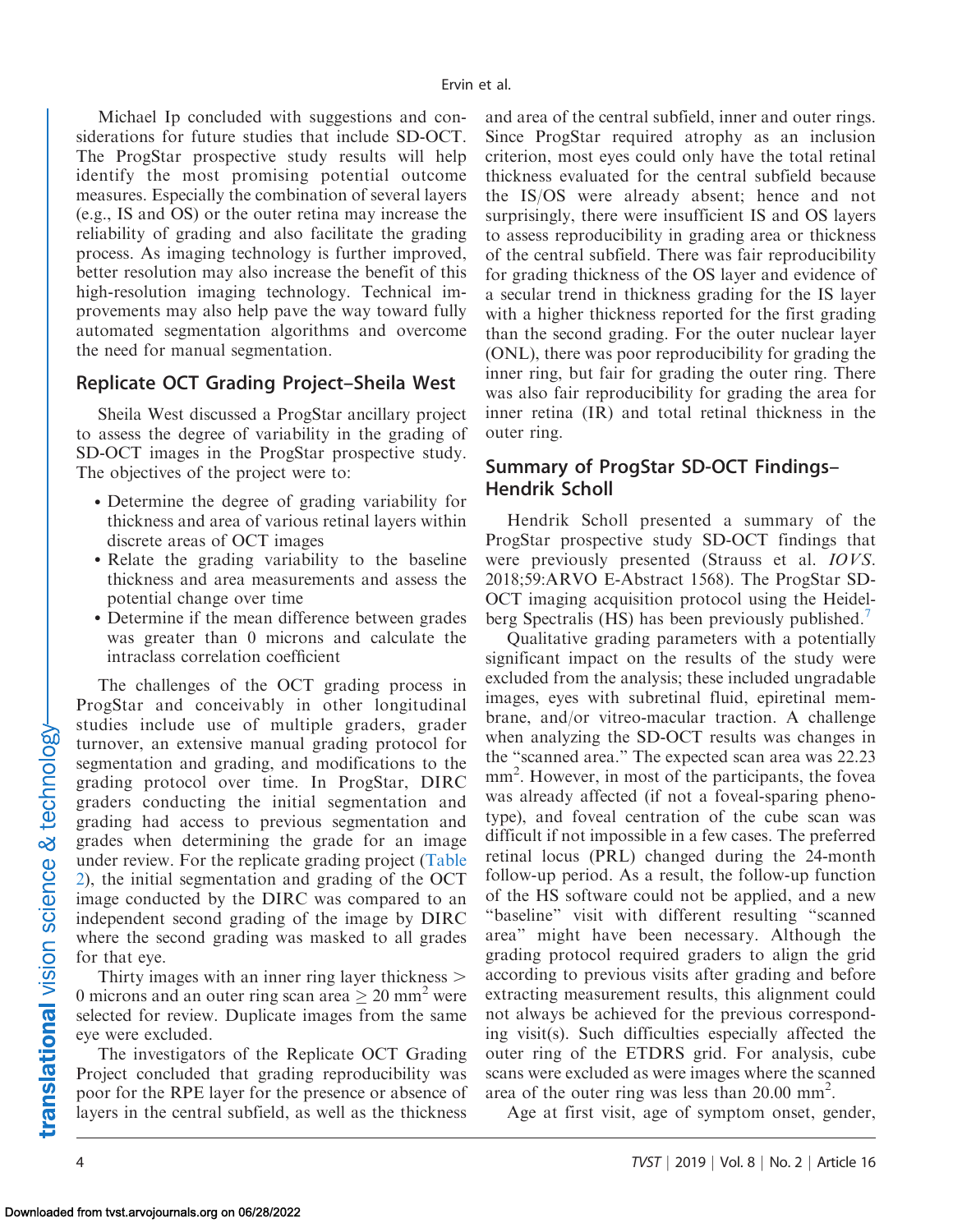Michael Ip concluded with suggestions and considerations for future studies that include SD-OCT. The ProgStar prospective study results will help identify the most promising potential outcome measures. Especially the combination of several layers (e.g., IS and OS) or the outer retina may increase the reliability of grading and also facilitate the grading process. As imaging technology is further improved, better resolution may also increase the benefit of this high-resolution imaging technology. Technical improvements may also help pave the way toward fully automated segmentation algorithms and overcome the need for manual segmentation.

## Replicate OCT Grading Project–Sheila West

Sheila West discussed a ProgStar ancillary project to assess the degree of variability in the grading of SD-OCT images in the ProgStar prospective study. The objectives of the project were to:

- Determine the degree of grading variability for thickness and area of various retinal layers within discrete areas of OCT images
- Relate the grading variability to the baseline thickness and area measurements and assess the potential change over time
- Determine if the mean difference between grades was greater than 0 microns and calculate the intraclass correlation coefficient

The challenges of the OCT grading process in ProgStar and conceivably in other longitudinal studies include use of multiple graders, grader turnover, an extensive manual grading protocol for segmentation and grading, and modifications to the grading protocol over time. In ProgStar, DIRC graders conducting the initial segmentation and grading had access to previous segmentation and grades when determining the grade for an image under review. For the replicate grading project (Table 2), the initial segmentation and grading of the OCT image conducted by the DIRC was compared to an independent second grading of the image by DIRC where the second grading was masked to all grades for that eye.

Thirty images with an inner ring layer thickness > 0 microns and an outer ring scan area ≥ 20 $\text{mm}^2$ were selected for review. Duplicate images from the same eye were excluded.

The investigators of the Replicate OCT Grading Project concluded that grading reproducibility was poor for the RPE layer for the presence or absence of layers in the central subfield, as well as the thickness and area of the central subfield, inner and outer rings. Since ProgStar required atrophy as an inclusion criterion, most eyes could only have the total retinal thickness evaluated for the central subfield because the IS/OS were already absent; hence and not surprisingly, there were insufficient IS and OS layers to assess reproducibility in grading area or thickness of the central subfield. There was fair reproducibility for grading thickness of the OS layer and evidence of a secular trend in thickness grading for the IS layer with a higher thickness reported for the first grading than the second grading. For the outer nuclear layer (ONL), there was poor reproducibility for grading the inner ring, but fair for grading the outer ring. There was also fair reproducibility for grading the area for inner retina (IR) and total retinal thickness in the outer ring.

## Summary of ProgStar SD-OCT Findings–Hendrik Scholl

Hendrik Scholl presented a summary of the ProgStar prospective study SD-OCT findings that were previously presented (Strauss et al. *IOVS*. 2018;59:ARVO E-Abstract 1568). The ProgStar SD-OCT imaging acquisition protocol using the Heidelberg Spectralis (HS) has been previously published.[7]

Qualitative grading parameters with a potentially significant impact on the results of the study were excluded from the analysis; these included ungradable images, eyes with subretinal fluid, epiretinal membrane, and/or vitreo-macular traction. A challenge when analyzing the SD-OCT results was changes in the "scanned area." The expected scan area was 22.23 $\text{mm}^2$. However, in most of the participants, the fovea was already affected (if not a foveal-sparing phenotype), and foveal centration of the cube scan was difficult if not impossible in a few cases. The preferred retinal locus (PRL) changed during the 24-month follow-up period. As a result, the follow-up function of the HS software could not be applied, and a new "baseline" visit with different resulting "scanned area" might have been necessary. Although the grading protocol required graders to align the grid according to previous visits after grading and before extracting measurement results, this alignment could not always be achieved for the previous corresponding visit(s). Such difficulties especially affected the outer ring of the ETDRS grid. For analysis, cube scans were excluded as were images where the scanned area of the outer ring was less than 20.00 $\text{mm}^2$.

Age at first visit, age of symptom onset, gender,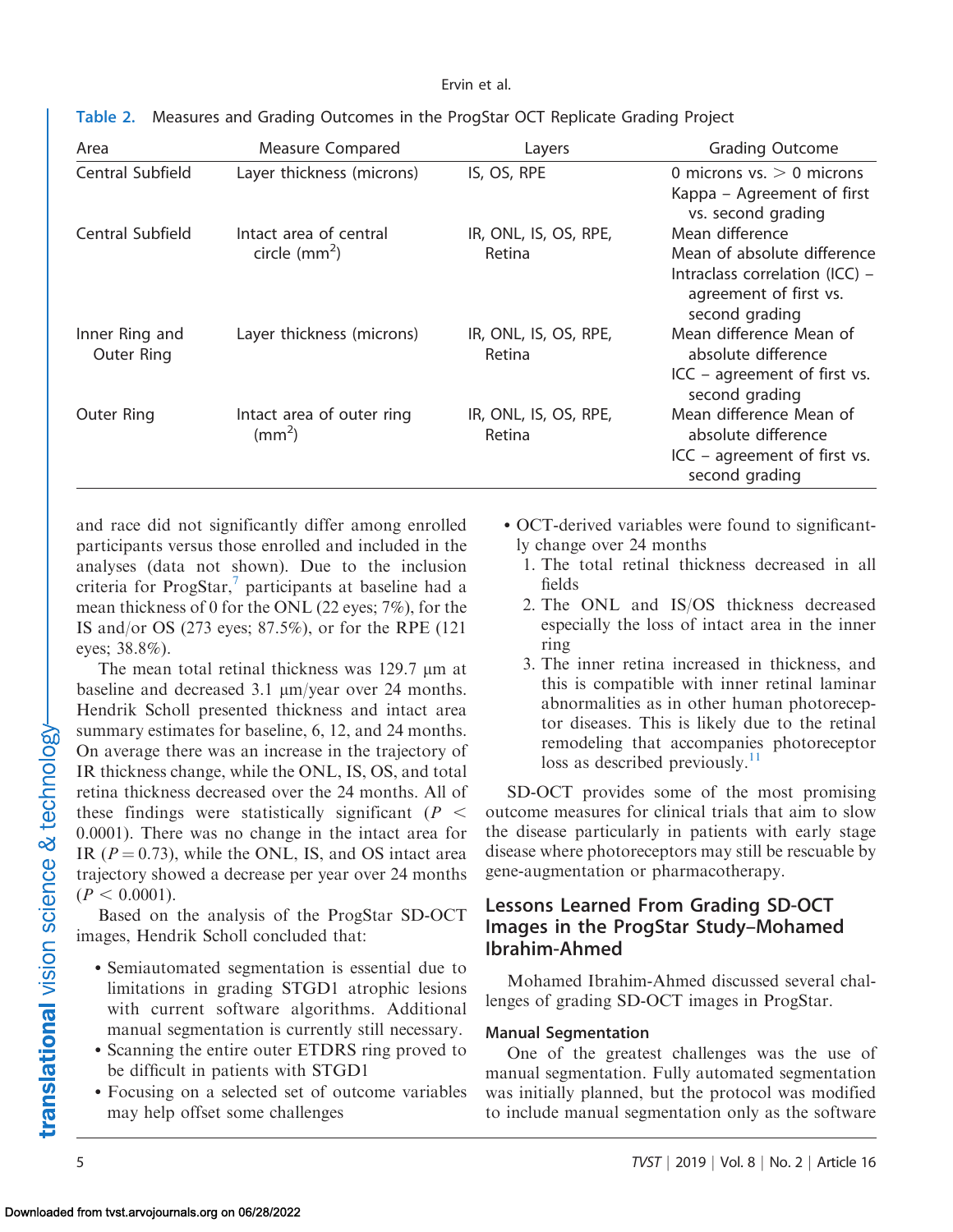**Table 2.** Measures and Grading Outcomes in the ProgStar OCT Replicate Grading Project

| Area | Measure Compared | Layers | Grading Outcome |
|---|---|---|---|
| Central Subfield | Layer thickness (microns) | IS, OS, RPE | 0 microns vs. > 0 microns<br>Kappa – Agreement of first vs. second grading |
| Central Subfield | Intact area of central circle (mm$^2$) | IR, ONL, IS, OS, RPE, Retina | Mean difference<br>Mean of absolute difference<br>Intraclass correlation (ICC) – agreement of first vs. second grading |
| Inner Ring and Outer Ring | Layer thickness (microns) | IR, ONL, IS, OS, RPE, Retina | Mean difference Mean of absolute difference<br>ICC – agreement of first vs. second grading |
| Outer Ring | Intact area of outer ring (mm$^2$) | IR, ONL, IS, OS, RPE, Retina | Mean difference Mean of absolute difference<br>ICC – agreement of first vs. second grading |

and race did not significantly differ among enrolled participants versus those enrolled and included in the analyses (data not shown). Due to the inclusion criteria for ProgStar,[7] participants at baseline had a mean thickness of 0 for the ONL (22 eyes; 7%), for the IS and/or OS (273 eyes; 87.5%), or for the RPE (121 eyes; 38.8%).

The mean total retinal thickness was 129.7 µm at baseline and decreased 3.1 µm/year over 24 months. Hendrik Scholl presented thickness and intact area summary estimates for baseline, 6, 12, and 24 months. On average there was an increase in the trajectory of IR thickness change, while the ONL, IS, OS, and total retina thickness decreased over the 24 months. All of these findings were statistically significant ($P <$ 0.0001). There was no change in the intact area for IR ($P = 0.73$), while the ONL, IS, and OS intact area trajectory showed a decrease per year over 24 months ($P < 0.0001$).

Based on the analysis of the ProgStar SD-OCT images, Hendrik Scholl concluded that:

- Semiautomated segmentation is essential due to limitations in grading STGD1 atrophic lesions with current software algorithms. Additional manual segmentation is currently still necessary.
- Scanning the entire outer ETDRS ring proved to be difficult in patients with STGD1
- Focusing on a selected set of outcome variables may help offset some challenges
- OCT-derived variables were found to significantly change over 24 months
  1. The total retinal thickness decreased in all fields
  2. The ONL and IS/OS thickness decreased especially the loss of intact area in the inner ring
  3. The inner retina increased in thickness, and this is compatible with inner retinal laminar abnormalities as in other human photoreceptor diseases. This is likely due to the retinal remodeling that accompanies photoreceptor loss as described previously.[11]

SD-OCT provides some of the most promising outcome measures for clinical trials that aim to slow the disease particularly in patients with early stage disease where photoreceptors may still be rescuable by gene-augmentation or pharmacotherapy.

## Lessons Learned From Grading SD-OCT Images in the ProgStar Study–Mohamed Ibrahim-Ahmed

Mohamed Ibrahim-Ahmed discussed several challenges of grading SD-OCT images in ProgStar.

### Manual Segmentation

One of the greatest challenges was the use of manual segmentation. Fully automated segmentation was initially planned, but the protocol was modified to include manual segmentation only as the software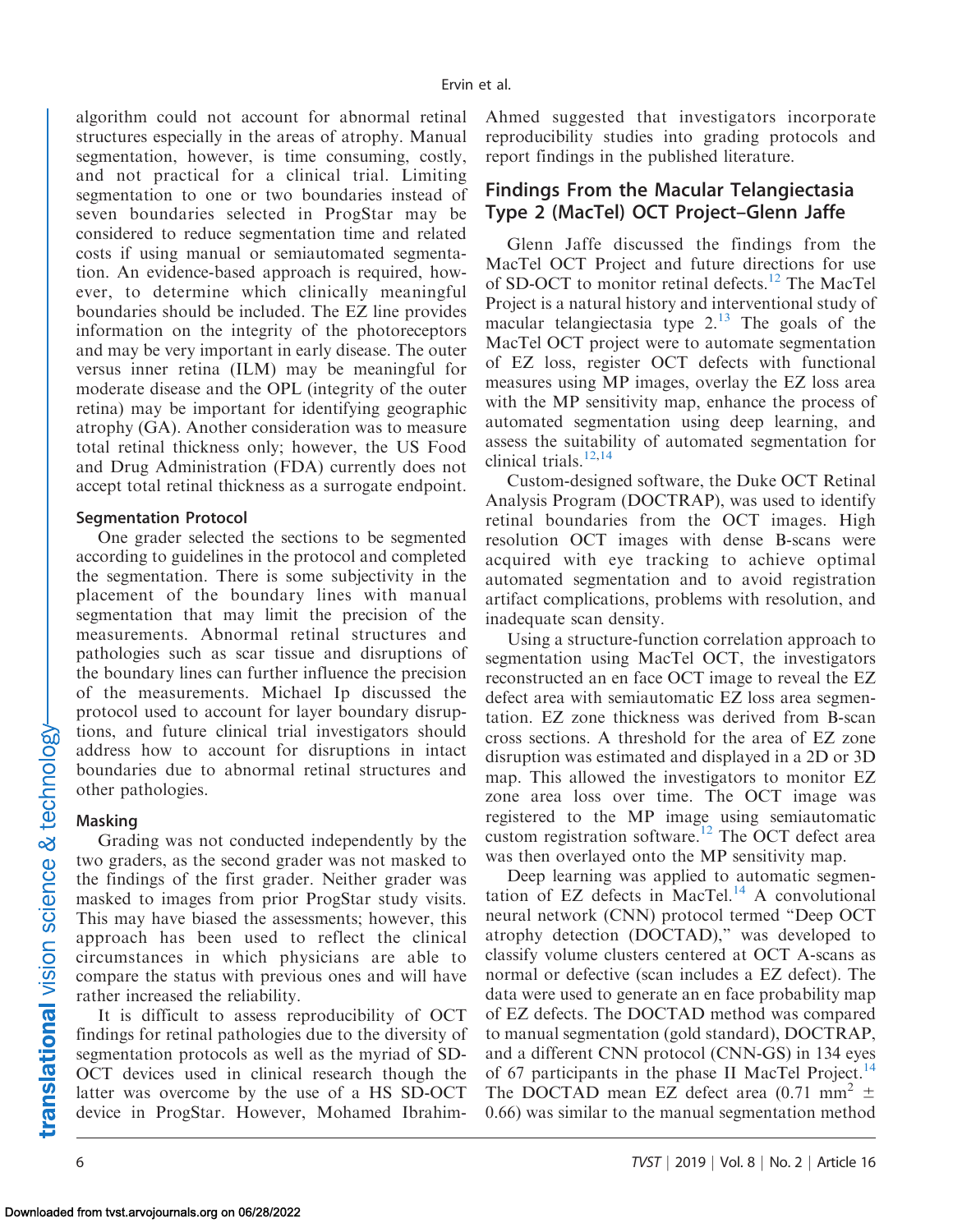algorithm could not account for abnormal retinal structures especially in the areas of atrophy. Manual segmentation, however, is time consuming, costly, and not practical for a clinical trial. Limiting segmentation to one or two boundaries instead of seven boundaries selected in ProgStar may be considered to reduce segmentation time and related costs if using manual or semiautomated segmentation. An evidence-based approach is required, however, to determine which clinically meaningful boundaries should be included. The EZ line provides information on the integrity of the photoreceptors and may be very important in early disease. The outer versus inner retina (ILM) may be meaningful for moderate disease and the OPL (integrity of the outer retina) may be important for identifying geographic atrophy (GA). Another consideration was to measure total retinal thickness only; however, the US Food and Drug Administration (FDA) currently does not accept total retinal thickness as a surrogate endpoint.

### Segmentation Protocol

One grader selected the sections to be segmented according to guidelines in the protocol and completed the segmentation. There is some subjectivity in the placement of the boundary lines with manual segmentation that may limit the precision of the measurements. Abnormal retinal structures and pathologies such as scar tissue and disruptions of the boundary lines can further influence the precision of the measurements. Michael Ip discussed the protocol used to account for layer boundary disruptions, and future clinical trial investigators should address how to account for disruptions in intact boundaries due to abnormal retinal structures and other pathologies.

### Masking

Grading was not conducted independently by the two graders, as the second grader was not masked to the findings of the first grader. Neither grader was masked to images from prior ProgStar study visits. This may have biased the assessments; however, this approach has been used to reflect the clinical circumstances in which physicians are able to compare the status with previous ones and will have rather increased the reliability.

It is difficult to assess reproducibility of OCT findings for retinal pathologies due to the diversity of segmentation protocols as well as the myriad of SD-OCT devices used in clinical research though the latter was overcome by the use of a HS SD-OCT device in ProgStar. However, Mohamed Ibrahim-Ahmed suggested that investigators incorporate reproducibility studies into grading protocols and report findings in the published literature.

## Findings From the Macular Telangiectasia Type 2 (MacTel) OCT Project–Glenn Jaffe

Glenn Jaffe discussed the findings from the MacTel OCT Project and future directions for use of SD-OCT to monitor retinal defects.[12] The MacTel Project is a natural history and interventional study of macular telangiectasia type 2.[13] The goals of the MacTel OCT project were to automate segmentation of EZ loss, register OCT defects with functional measures using MP images, overlay the EZ loss area with the MP sensitivity map, enhance the process of automated segmentation using deep learning, and assess the suitability of automated segmentation for clinical trials.[12,14]

Custom-designed software, the Duke OCT Retinal Analysis Program (DOCTRAP), was used to identify retinal boundaries from the OCT images. High resolution OCT images with dense B-scans were acquired with eye tracking to achieve optimal automated segmentation and to avoid registration artifact complications, problems with resolution, and inadequate scan density.

Using a structure-function correlation approach to segmentation using MacTel OCT, the investigators reconstructed an en face OCT image to reveal the EZ defect area with semiautomatic EZ loss area segmentation. EZ zone thickness was derived from B-scan cross sections. A threshold for the area of EZ zone disruption was estimated and displayed in a 2D or 3D map. This allowed the investigators to monitor EZ zone area loss over time. The OCT image was registered to the MP image using semiautomatic custom registration software.[12] The OCT defect area was then overlayed onto the MP sensitivity map.

Deep learning was applied to automatic segmentation of EZ defects in MacTel.[14] A convolutional neural network (CNN) protocol termed "Deep OCT atrophy detection (DOCTAD)," was developed to classify volume clusters centered at OCT A-scans as normal or defective (scan includes a EZ defect). The data were used to generate an en face probability map of EZ defects. The DOCTAD method was compared to manual segmentation (gold standard), DOCTRAP, and a different CNN protocol (CNN-GS) in 134 eyes of 67 participants in the phase II MacTel Project.[14] The DOCTAD mean EZ defect area ($0.71 \text{ mm}^2 \pm 0.66$) was similar to the manual segmentation method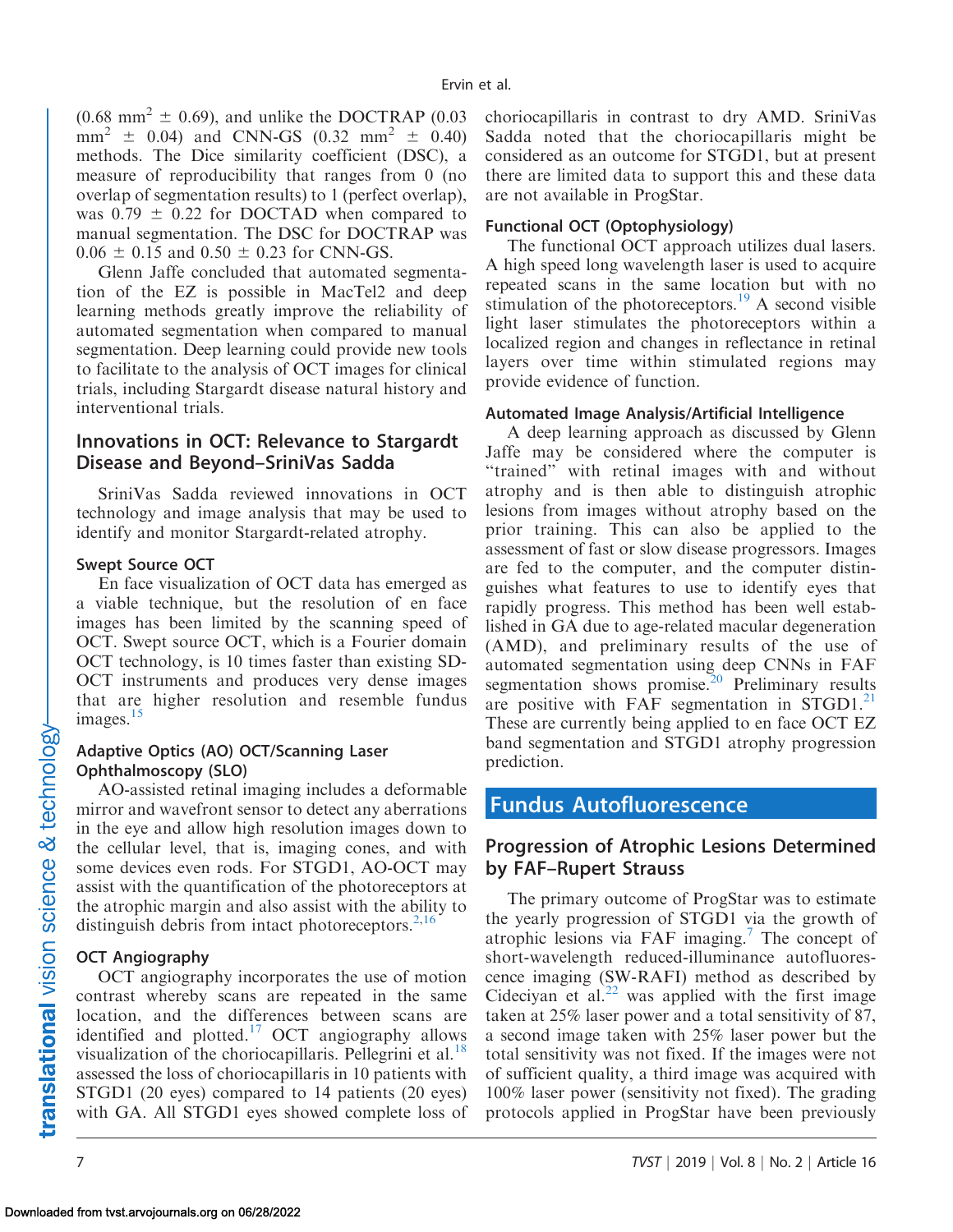(0.68 $mm^2 \pm 0.69$), and unlike the DOCTRAP (0.03 $mm^2 \pm 0.04$) and CNN-GS (0.32 $mm^2 \pm 0.40$) methods. The Dice similarity coefficient (DSC), a measure of reproducibility that ranges from 0 (no overlap of segmentation results) to 1 (perfect overlap), was $0.79 \pm 0.22$ for DOCTAD when compared to manual segmentation. The DSC for DOCTRAP was $0.06 \pm 0.15$ and $0.50 \pm 0.23$ for CNN-GS.

Glenn Jaffe concluded that automated segmentation of the EZ is possible in MacTel2 and deep learning methods greatly improve the reliability of automated segmentation when compared to manual segmentation. Deep learning could provide new tools to facilitate to the analysis of OCT images for clinical trials, including Stargardt disease natural history and interventional trials.

## Innovations in OCT: Relevance to Stargardt Disease and Beyond–SriniVas Sadda

SriniVas Sadda reviewed innovations in OCT technology and image analysis that may be used to identify and monitor Stargardt-related atrophy.

### Swept Source OCT

En face visualization of OCT data has emerged as a viable technique, but the resolution of en face images has been limited by the scanning speed of OCT. Swept source OCT, which is a Fourier domain OCT technology, is 10 times faster than existing SD-OCT instruments and produces very dense images that are higher resolution and resemble fundus images.[15]

### Adaptive Optics (AO) OCT/Scanning Laser Ophthalmoscopy (SLO)

AO-assisted retinal imaging includes a deformable mirror and wavefront sensor to detect any aberrations in the eye and allow high resolution images down to the cellular level, that is, imaging cones, and with some devices even rods. For STGD1, AO-OCT may assist with the quantification of the photoreceptors at the atrophic margin and also assist with the ability to distinguish debris from intact photoreceptors.[2,16]

### OCT Angiography

OCT angiography incorporates the use of motion contrast whereby scans are repeated in the same location, and the differences between scans are identified and plotted.[17] OCT angiography allows visualization of the choriocapillaris. Pellegrini et al.[18] assessed the loss of choriocapillaris in 10 patients with STGD1 (20 eyes) compared to 14 patients (20 eyes) with GA. All STGD1 eyes showed complete loss of choriocapillaris in contrast to dry AMD. SriniVas Sadda noted that the choriocapillaris might be considered as an outcome for STGD1, but at present there are limited data to support this and these data are not available in ProgStar.

### Functional OCT (Optophysiology)

The functional OCT approach utilizes dual lasers. A high speed long wavelength laser is used to acquire repeated scans in the same location but with no stimulation of the photoreceptors.[19] A second visible light laser stimulates the photoreceptors within a localized region and changes in reflectance in retinal layers over time within stimulated regions may provide evidence of function.

### Automated Image Analysis/Artificial Intelligence

A deep learning approach as discussed by Glenn Jaffe may be considered where the computer is "trained" with retinal images with and without atrophy and is then able to distinguish atrophic lesions from images without atrophy based on the prior training. This can also be applied to the assessment of fast or slow disease progressors. Images are fed to the computer, and the computer distinguishes what features to use to identify eyes that rapidly progress. This method has been well established in GA due to age-related macular degeneration (AMD), and preliminary results of the use of automated segmentation using deep CNNs in FAF segmentation shows promise.[20] Preliminary results are positive with FAF segmentation in STGD1.[21] These are currently being applied to en face OCT EZ band segmentation and STGD1 atrophy progression prediction.

# Fundus Autofluorescence

## Progression of Atrophic Lesions Determined by FAF–Rupert Strauss

The primary outcome of ProgStar was to estimate the yearly progression of STGD1 via the growth of atrophic lesions via FAF imaging.[7] The concept of short-wavelength reduced-illuminance autofluorescence imaging (SW-RAFI) method as described by Cideciyan et al.[22] was applied with the first image taken at 25% laser power and a total sensitivity of 87, a second image taken with 25% laser power but the total sensitivity was not fixed. If the images were not of sufficient quality, a third image was acquired with 100% laser power (sensitivity not fixed). The grading protocols applied in ProgStar have been previously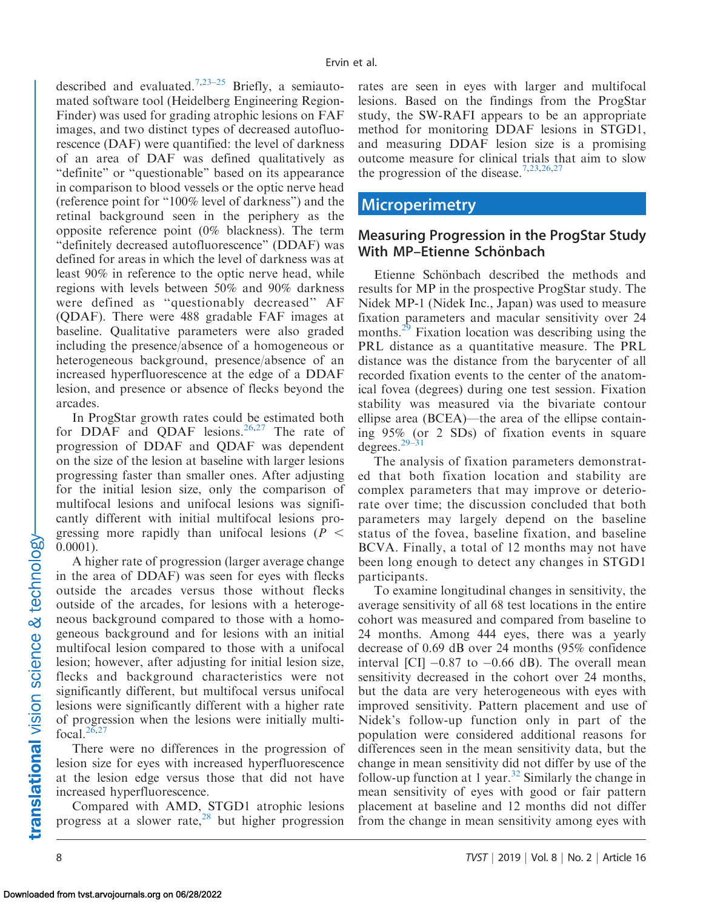described and evaluated.[7,23–25] Briefly, a semiautomated software tool (Heidelberg Engineering Region-Finder) was used for grading atrophic lesions on FAF images, and two distinct types of decreased autofluorescence (DAF) were quantified: the level of darkness of an area of DAF was defined qualitatively as "definite" or "questionable" based on its appearance in comparison to blood vessels or the optic nerve head (reference point for "100% level of darkness") and the retinal background seen in the periphery as the opposite reference point (0% blackness). The term "definitely decreased autofluorescence" (DDAF) was defined for areas in which the level of darkness was at least 90% in reference to the optic nerve head, while regions with levels between 50% and 90% darkness were defined as "questionably decreased" AF (QDAF). There were 488 gradable FAF images at baseline. Qualitative parameters were also graded including the presence/absence of a homogeneous or heterogeneous background, presence/absence of an increased hyperfluorescence at the edge of a DDAF lesion, and presence or absence of flecks beyond the arcades.

In ProgStar growth rates could be estimated both for DDAF and QDAF lesions.[26,27] The rate of progression of DDAF and QDAF was dependent on the size of the lesion at baseline with larger lesions progressing faster than smaller ones. After adjusting for the initial lesion size, only the comparison of multifocal lesions and unifocal lesions was significantly different with initial multifocal lesions progressing more rapidly than unifocal lesions ($P < 0.0001$).

A higher rate of progression (larger average change in the area of DDAF) was seen for eyes with flecks outside the arcades versus those without flecks outside of the arcades, for lesions with a heterogeneous background compared to those with a homogeneous background and for lesions with an initial multifocal lesion compared to those with a unifocal lesion; however, after adjusting for initial lesion size, flecks and background characteristics were not significantly different, but multifocal versus unifocal lesions were significantly different with a higher rate of progression when the lesions were initially multifocal.[26,27]

There were no differences in the progression of lesion size for eyes with increased hyperfluorescence at the lesion edge versus those that did not have increased hyperfluorescence.

Compared with AMD, STGD1 atrophic lesions progress at a slower rate,[28] but higher progression rates are seen in eyes with larger and multifocal lesions. Based on the findings from the ProgStar study, the SW-RAFI appears to be an appropriate method for monitoring DDAF lesions in STGD1, and measuring DDAF lesion size is a promising outcome measure for clinical trials that aim to slow the progression of the disease.[7,23,26,27]

## Microperimetry

### Measuring Progression in the ProgStar Study With MP–Etienne Schönbach

Etienne Schönbach described the methods and results for MP in the prospective ProgStar study. The Nidek MP-1 (Nidek Inc., Japan) was used to measure fixation parameters and macular sensitivity over 24 months.[29] Fixation location was describing using the PRL distance as a quantitative measure. The PRL distance was the distance from the barycenter of all recorded fixation events to the center of the anatomical fovea (degrees) during one test session. Fixation stability was measured via the bivariate contour ellipse area (BCEA)—the area of the ellipse containing 95% (or 2 SDs) of fixation events in square degrees.[29–31]

The analysis of fixation parameters demonstrated that both fixation location and stability are complex parameters that may improve or deteriorate over time; the discussion concluded that both parameters may largely depend on the baseline status of the fovea, baseline fixation, and baseline BCVA. Finally, a total of 12 months may not have been long enough to detect any changes in STGD1 participants.

To examine longitudinal changes in sensitivity, the average sensitivity of all 68 test locations in the entire cohort was measured and compared from baseline to 24 months. Among 444 eyes, there was a yearly decrease of 0.69 dB over 24 months (95% confidence interval [CI] −0.87 to −0.66 dB). The overall mean sensitivity decreased in the cohort over 24 months, but the data are very heterogeneous with eyes with improved sensitivity. Pattern placement and use of Nidek's follow-up function only in part of the population were considered additional reasons for differences seen in the mean sensitivity data, but the change in mean sensitivity did not differ by use of the follow-up function at 1 year.[32] Similarly the change in mean sensitivity of eyes with good or fair pattern placement at baseline and 12 months did not differ from the change in mean sensitivity among eyes with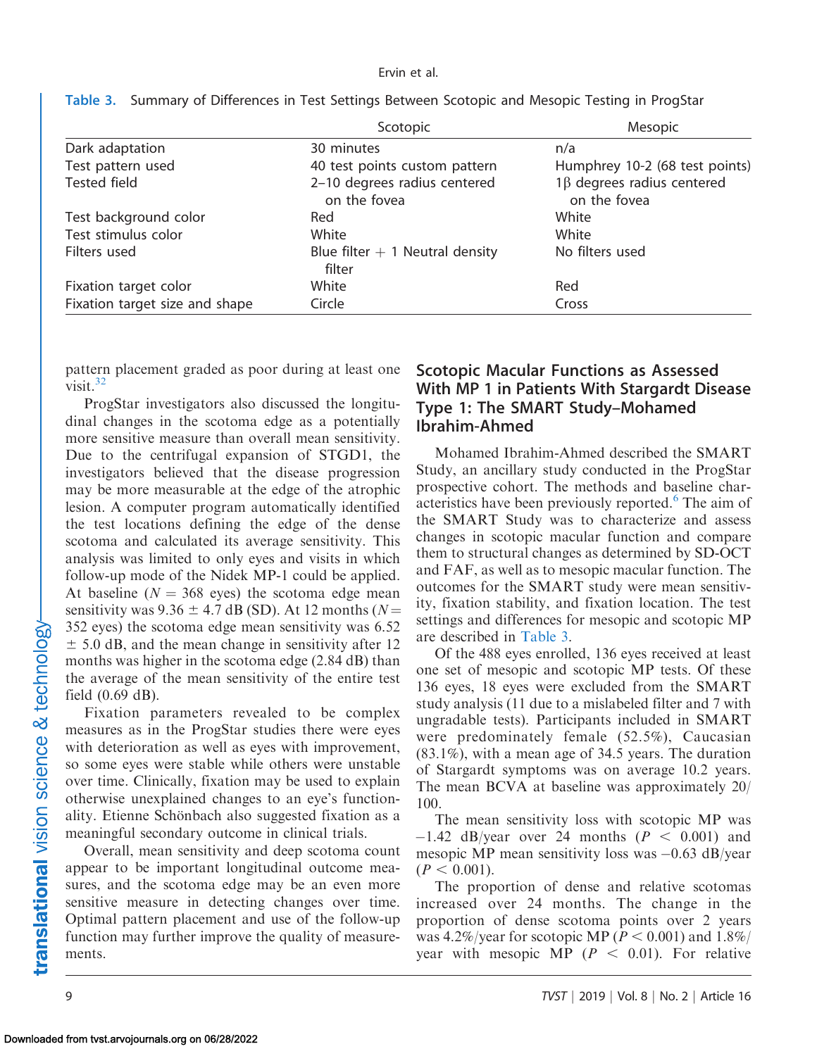Table 3. Summary of Differences in Test Settings Between Scotopic and Mesopic Testing in ProgStar

| | Scotopic | Mesopic |
|---|---|---|
| Dark adaptation | 30 minutes | n/a |
| Test pattern used | 40 test points custom pattern | Humphrey 10-2 (68 test points) |
| Tested field | 2–10 degrees radius centered on the fovea | 1β degrees radius centered on the fovea |
| Test background color | Red | White |
| Test stimulus color | White | White |
| Filters used | Blue filter + 1 Neutral density filter | No filters used |
| Fixation target color | White | Red |
| Fixation target size and shape | Circle | Cross |

pattern placement graded as poor during at least one visit.[32]

ProgStar investigators also discussed the longitudinal changes in the scotoma edge as a potentially more sensitive measure than overall mean sensitivity. Due to the centrifugal expansion of STGD1, the investigators believed that the disease progression may be more measurable at the edge of the atrophic lesion. A computer program automatically identified the test locations defining the edge of the dense scotoma and calculated its average sensitivity. This analysis was limited to only eyes and visits in which follow-up mode of the Nidek MP-1 could be applied. At baseline ($N = 368$ eyes) the scotoma edge mean sensitivity was $9.36 \pm 4.7$ dB (SD). At 12 months ($N = 352$ eyes) the scotoma edge mean sensitivity was $6.52 \pm 5.0$ dB, and the mean change in sensitivity after 12 months was higher in the scotoma edge (2.84 dB) than the average of the mean sensitivity of the entire test field (0.69 dB).

Fixation parameters revealed to be complex measures as in the ProgStar studies there were eyes with deterioration as well as eyes with improvement, so some eyes were stable while others were unstable over time. Clinically, fixation may be used to explain otherwise unexplained changes to an eye's functionality. Etienne Schönbach also suggested fixation as a meaningful secondary outcome in clinical trials.

Overall, mean sensitivity and deep scotoma count appear to be important longitudinal outcome measures, and the scotoma edge may be an even more sensitive measure in detecting changes over time. Optimal pattern placement and use of the follow-up function may further improve the quality of measurements.

## Scotopic Macular Functions as Assessed With MP 1 in Patients With Stargardt Disease Type 1: The SMART Study–Mohamed Ibrahim-Ahmed

Mohamed Ibrahim-Ahmed described the SMART Study, an ancillary study conducted in the ProgStar prospective cohort. The methods and baseline characteristics have been previously reported.[6] The aim of the SMART Study was to characterize and assess changes in scotopic macular function and compare them to structural changes as determined by SD-OCT and FAF, as well as to mesopic macular function. The outcomes for the SMART study were mean sensitivity, fixation stability, and fixation location. The test settings and differences for mesopic and scotopic MP are described in Table 3.

Of the 488 eyes enrolled, 136 eyes received at least one set of mesopic and scotopic MP tests. Of these 136 eyes, 18 eyes were excluded from the SMART study analysis (11 due to a mislabeled filter and 7 with ungradable tests). Participants included in SMART were predominately female (52.5%), Caucasian (83.1%), with a mean age of 34.5 years. The duration of Stargardt symptoms was on average 10.2 years. The mean BCVA at baseline was approximately 20/100.

The mean sensitivity loss with scotopic MP was $-1.42$ dB/year over 24 months ($P < 0.001$) and mesopic MP mean sensitivity loss was $-0.63$ dB/year ($P < 0.001$).

The proportion of dense and relative scotomas increased over 24 months. The change in the proportion of dense scotoma points over 2 years was 4.2%/year for scotopic MP ($P < 0.001$) and 1.8%/year with mesopic MP ($P < 0.01$). For relative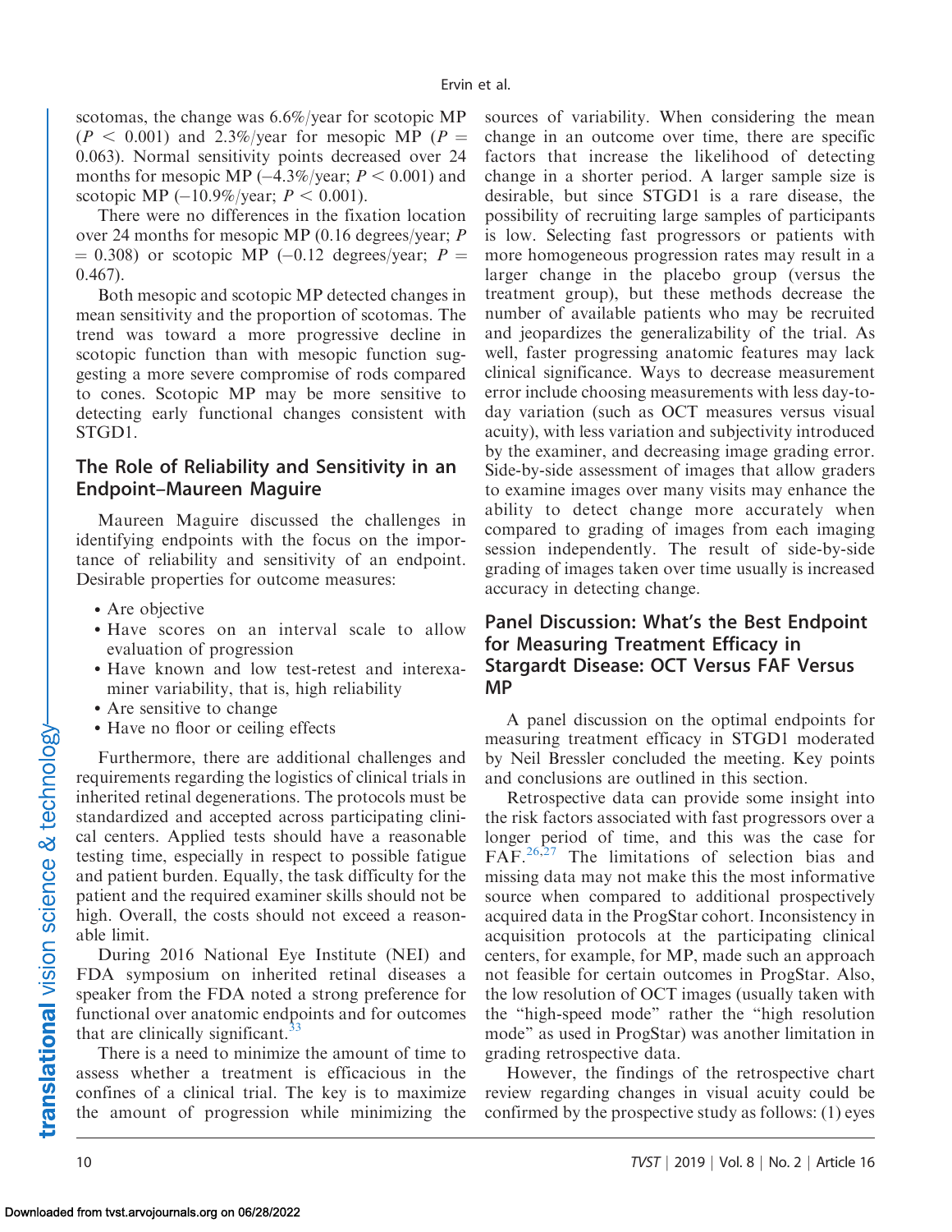scotomas, the change was 6.6%/year for scotopic MP ($P < 0.001$) and 2.3%/year for mesopic MP ($P = 0.063$). Normal sensitivity points decreased over 24 months for mesopic MP (−4.3%/year; $P < 0.001$) and scotopic MP (−10.9%/year; $P < 0.001$).

There were no differences in the fixation location over 24 months for mesopic MP (0.16 degrees/year; $P = 0.308$) or scotopic MP (−0.12 degrees/year; $P = 0.467$).

Both mesopic and scotopic MP detected changes in mean sensitivity and the proportion of scotomas. The trend was toward a more progressive decline in scotopic function than with mesopic function suggesting a more severe compromise of rods compared to cones. Scotopic MP may be more sensitive to detecting early functional changes consistent with STGD1.

## The Role of Reliability and Sensitivity in an Endpoint–Maureen Maguire

Maureen Maguire discussed the challenges in identifying endpoints with the focus on the importance of reliability and sensitivity of an endpoint. Desirable properties for outcome measures:

- Are objective
- Have scores on an interval scale to allow evaluation of progression
- Have known and low test-retest and interexaminer variability, that is, high reliability
- Are sensitive to change
- Have no floor or ceiling effects

Furthermore, there are additional challenges and requirements regarding the logistics of clinical trials in inherited retinal degenerations. The protocols must be standardized and accepted across participating clinical centers. Applied tests should have a reasonable testing time, especially in respect to possible fatigue and patient burden. Equally, the task difficulty for the patient and the required examiner skills should not be high. Overall, the costs should not exceed a reasonable limit.

During 2016 National Eye Institute (NEI) and FDA symposium on inherited retinal diseases a speaker from the FDA noted a strong preference for functional over anatomic endpoints and for outcomes that are clinically significant.[33]

There is a need to minimize the amount of time to assess whether a treatment is efficacious in the confines of a clinical trial. The key is to maximize the amount of progression while minimizing the sources of variability. When considering the mean change in an outcome over time, there are specific factors that increase the likelihood of detecting change in a shorter period. A larger sample size is desirable, but since STGD1 is a rare disease, the possibility of recruiting large samples of participants is low. Selecting fast progressors or patients with more homogeneous progression rates may result in a larger change in the placebo group (versus the treatment group), but these methods decrease the number of available patients who may be recruited and jeopardizes the generalizability of the trial. As well, faster progressing anatomic features may lack clinical significance. Ways to decrease measurement error include choosing measurements with less day-to-day variation (such as OCT measures versus visual acuity), with less variation and subjectivity introduced by the examiner, and decreasing image grading error. Side-by-side assessment of images that allow graders to examine images over many visits may enhance the ability to detect change more accurately when compared to grading of images from each imaging session independently. The result of side-by-side grading of images taken over time usually is increased accuracy in detecting change.

## Panel Discussion: What's the Best Endpoint for Measuring Treatment Efficacy in Stargardt Disease: OCT Versus FAF Versus MP

A panel discussion on the optimal endpoints for measuring treatment efficacy in STGD1 moderated by Neil Bressler concluded the meeting. Key points and conclusions are outlined in this section.

Retrospective data can provide some insight into the risk factors associated with fast progressors over a longer period of time, and this was the case for FAF.[26,27] The limitations of selection bias and missing data may not make this the most informative source when compared to additional prospectively acquired data in the ProgStar cohort. Inconsistency in acquisition protocols at the participating clinical centers, for example, for MP, made such an approach not feasible for certain outcomes in ProgStar. Also, the low resolution of OCT images (usually taken with the "high-speed mode" rather the "high resolution mode" as used in ProgStar) was another limitation in grading retrospective data.

However, the findings of the retrospective chart review regarding changes in visual acuity could be confirmed by the prospective study as follows: (1) eyes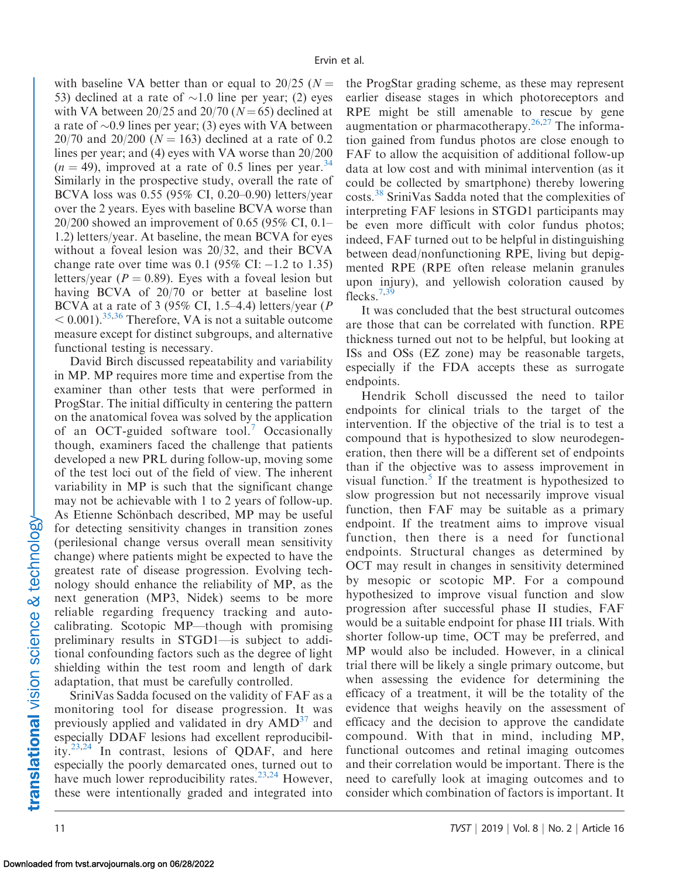with baseline VA better than or equal to 20/25 ($N = 53$) declined at a rate of ~1.0 line per year; (2) eyes with VA between 20/25 and 20/70 ($N = 65$) declined at a rate of ~0.9 lines per year; (3) eyes with VA between 20/70 and 20/200 ($N = 163$) declined at a rate of 0.2 lines per year; and (4) eyes with VA worse than 20/200 ($n = 49$), improved at a rate of 0.5 lines per year.[34] Similarly in the prospective study, overall the rate of BCVA loss was 0.55 (95% CI, 0.20–0.90) letters/year over the 2 years. Eyes with baseline BCVA worse than 20/200 showed an improvement of 0.65 (95% CI, 0.1–1.2) letters/year. At baseline, the mean BCVA for eyes without a foveal lesion was 20/32, and their BCVA change rate over time was 0.1 (95% CI: –1.2 to 1.35) letters/year ($P = 0.89$). Eyes with a foveal lesion but having BCVA of 20/70 or better at baseline lost BCVA at a rate of 3 (95% CI, 1.5–4.4) letters/year ($P < 0.001$).[35,36] Therefore, VA is not a suitable outcome measure except for distinct subgroups, and alternative functional testing is necessary.

David Birch discussed repeatability and variability in MP. MP requires more time and expertise from the examiner than other tests that were performed in ProgStar. The initial difficulty in centering the pattern on the anatomical fovea was solved by the application of an OCT-guided software tool.[7] Occasionally though, examiners faced the challenge that patients developed a new PRL during follow-up, moving some of the test loci out of the field of view. The inherent variability in MP is such that the significant change may not be achievable with 1 to 2 years of follow-up. As Etienne Schönbach described, MP may be useful for detecting sensitivity changes in transition zones (perilesional change versus overall mean sensitivity change) where patients might be expected to have the greatest rate of disease progression. Evolving technology should enhance the reliability of MP, as the next generation (MP3, Nidek) seems to be more reliable regarding frequency tracking and auto-calibrating. Scotopic MP—though with promising preliminary results in STGD1—is subject to additional confounding factors such as the degree of light shielding within the test room and length of dark adaptation, that must be carefully controlled.

SriniVas Sadda focused on the validity of FAF as a monitoring tool for disease progression. It was previously applied and validated in dry AMD[37] and especially DDAF lesions had excellent reproducibility.[23,24] In contrast, lesions of QDAF, and here especially the poorly demarcated ones, turned out to have much lower reproducibility rates.[23,24] However, these were intentionally graded and integrated into the ProgStar grading scheme, as these may represent earlier disease stages in which photoreceptors and RPE might be still amenable to rescue by gene augmentation or pharmacotherapy.[26,27] The information gained from fundus photos are close enough to FAF to allow the acquisition of additional follow-up data at low cost and with minimal intervention (as it could be collected by smartphone) thereby lowering costs.[38] SriniVas Sadda noted that the complexities of interpreting FAF lesions in STGD1 participants may be even more difficult with color fundus photos; indeed, FAF turned out to be helpful in distinguishing between dead/nonfunctioning RPE, living but depigmented RPE (RPE often release melanin granules upon injury), and yellowish coloration caused by flecks.[7,39]

It was concluded that the best structural outcomes are those that can be correlated with function. RPE thickness turned out not to be helpful, but looking at ISs and OSs (EZ zone) may be reasonable targets, especially if the FDA accepts these as surrogate endpoints.

Hendrik Scholl discussed the need to tailor endpoints for clinical trials to the target of the intervention. If the objective of the trial is to test a compound that is hypothesized to slow neurodegeneration, then there will be a different set of endpoints than if the objective was to assess improvement in visual function.[5] If the treatment is hypothesized to slow progression but not necessarily improve visual function, then FAF may be suitable as a primary endpoint. If the treatment aims to improve visual function, then there is a need for functional endpoints. Structural changes as determined by OCT may result in changes in sensitivity determined by mesopic or scotopic MP. For a compound hypothesized to improve visual function and slow progression after successful phase II studies, FAF would be a suitable endpoint for phase III trials. With shorter follow-up time, OCT may be preferred, and MP would also be included. However, in a clinical trial there will be likely a single primary outcome, but when assessing the evidence for determining the efficacy of a treatment, it will be the totality of the evidence that weighs heavily on the assessment of efficacy and the decision to approve the candidate compound. With that in mind, including MP, functional outcomes and retinal imaging outcomes and their correlation would be important. There is the need to carefully look at imaging outcomes and to consider which combination of factors is important. It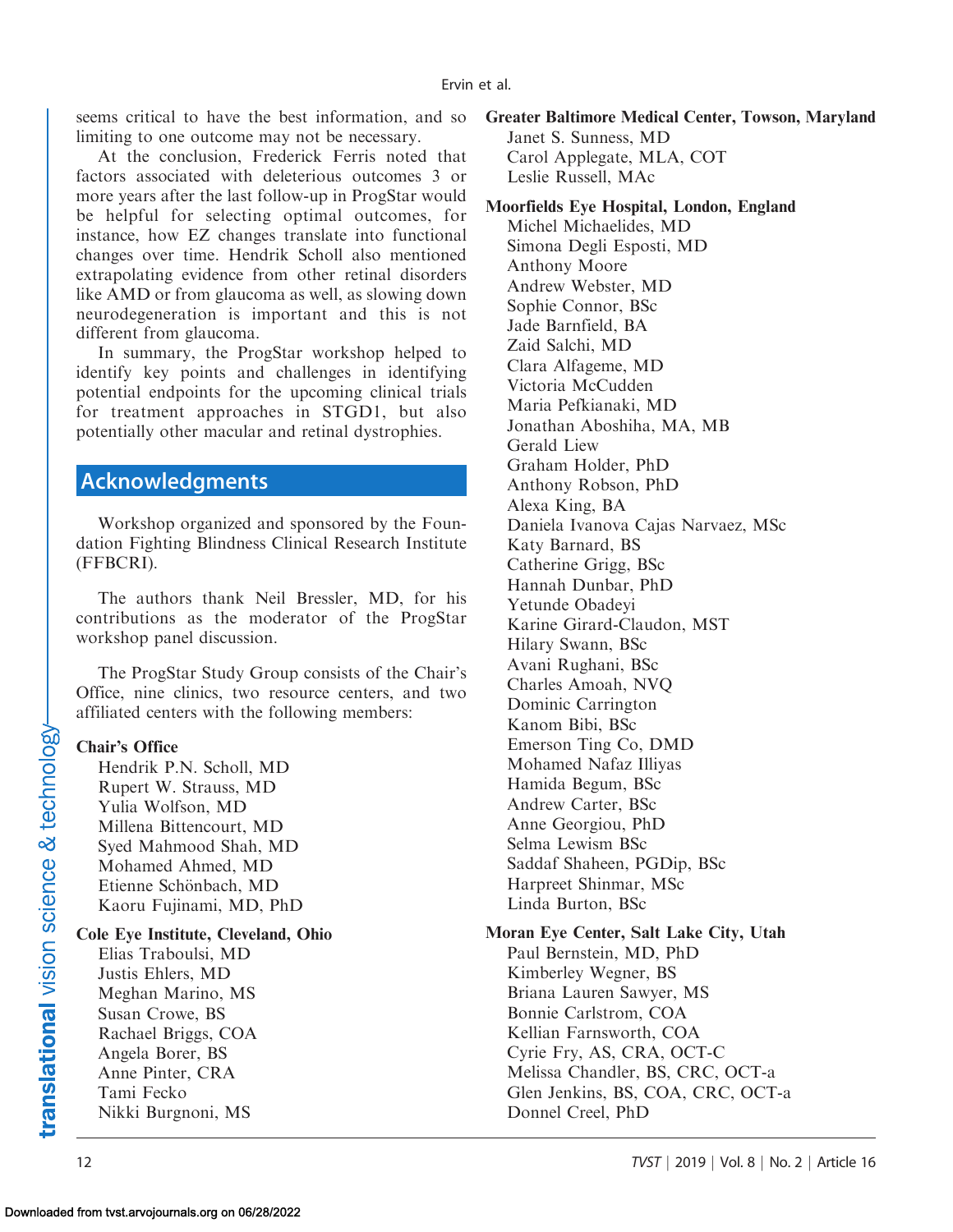seems critical to have the best information, and so limiting to one outcome may not be necessary.

At the conclusion, Frederick Ferris noted that factors associated with deleterious outcomes 3 or more years after the last follow-up in ProgStar would be helpful for selecting optimal outcomes, for instance, how EZ changes translate into functional changes over time. Hendrik Scholl also mentioned extrapolating evidence from other retinal disorders like AMD or from glaucoma as well, as slowing down neurodegeneration is important and this is not different from glaucoma.

In summary, the ProgStar workshop helped to identify key points and challenges in identifying potential endpoints for the upcoming clinical trials for treatment approaches in STGD1, but also potentially other macular and retinal dystrophies.

## Acknowledgments

Workshop organized and sponsored by the Foundation Fighting Blindness Clinical Research Institute (FFBCRI).

The authors thank Neil Bressler, MD, for his contributions as the moderator of the ProgStar workshop panel discussion.

The ProgStar Study Group consists of the Chair's Office, nine clinics, two resource centers, and two affiliated centers with the following members:

**Chair's Office**

Hendrik P.N. Scholl, MD
Rupert W. Strauss, MD
Yulia Wolfson, MD
Millena Bittencourt, MD
Syed Mahmood Shah, MD
Mohamed Ahmed, MD
Etienne Schönbach, MD
Kaoru Fujinami, MD, PhD

**Cole Eye Institute, Cleveland, Ohio**

Elias Traboulsi, MD
Justis Ehlers, MD
Meghan Marino, MS
Susan Crowe, BS
Rachael Briggs, COA
Angela Borer, BS
Anne Pinter, CRA
Tami Fecko
Nikki Burgnoni, MS

**Greater Baltimore Medical Center, Towson, Maryland**

Janet S. Sunness, MD
Carol Applegate, MLA, COT
Leslie Russell, MAc

**Moorfields Eye Hospital, London, England**

Michel Michaelides, MD
Simona Degli Esposti, MD
Anthony Moore
Andrew Webster, MD
Sophie Connor, BSc
Jade Barnfield, BA
Zaid Salchi, MD
Clara Alfageme, MD
Victoria McCudden
Maria Pefkianaki, MD
Jonathan Aboshiha, MA, MB
Gerald Liew
Graham Holder, PhD
Anthony Robson, PhD
Alexa King, BA
Daniela Ivanova Cajas Narvaez, MSc
Katy Barnard, BS
Catherine Grigg, BSc
Hannah Dunbar, PhD
Yetunde Obadeyi
Karine Girard-Claudon, MST
Hilary Swann, BSc
Avani Rughani, BSc
Charles Amoah, NVQ
Dominic Carrington
Kanom Bibi, BSc
Emerson Ting Co, DMD
Mohamed Nafaz Illiyas
Hamida Begum, BSc
Andrew Carter, BSc
Anne Georgiou, PhD
Selma Lewism BSc
Saddaf Shaheen, PGDip, BSc
Harpreet Shinmar, MSc
Linda Burton, BSc

**Moran Eye Center, Salt Lake City, Utah**

Paul Bernstein, MD, PhD
Kimberley Wegner, BS
Briana Lauren Sawyer, MS
Bonnie Carlstrom, COA
Kellian Farnsworth, COA
Cyrie Fry, AS, CRA, OCT-C
Melissa Chandler, BS, CRC, OCT-a
Glen Jenkins, BS, COA, CRC, OCT-a
Donnel Creel, PhD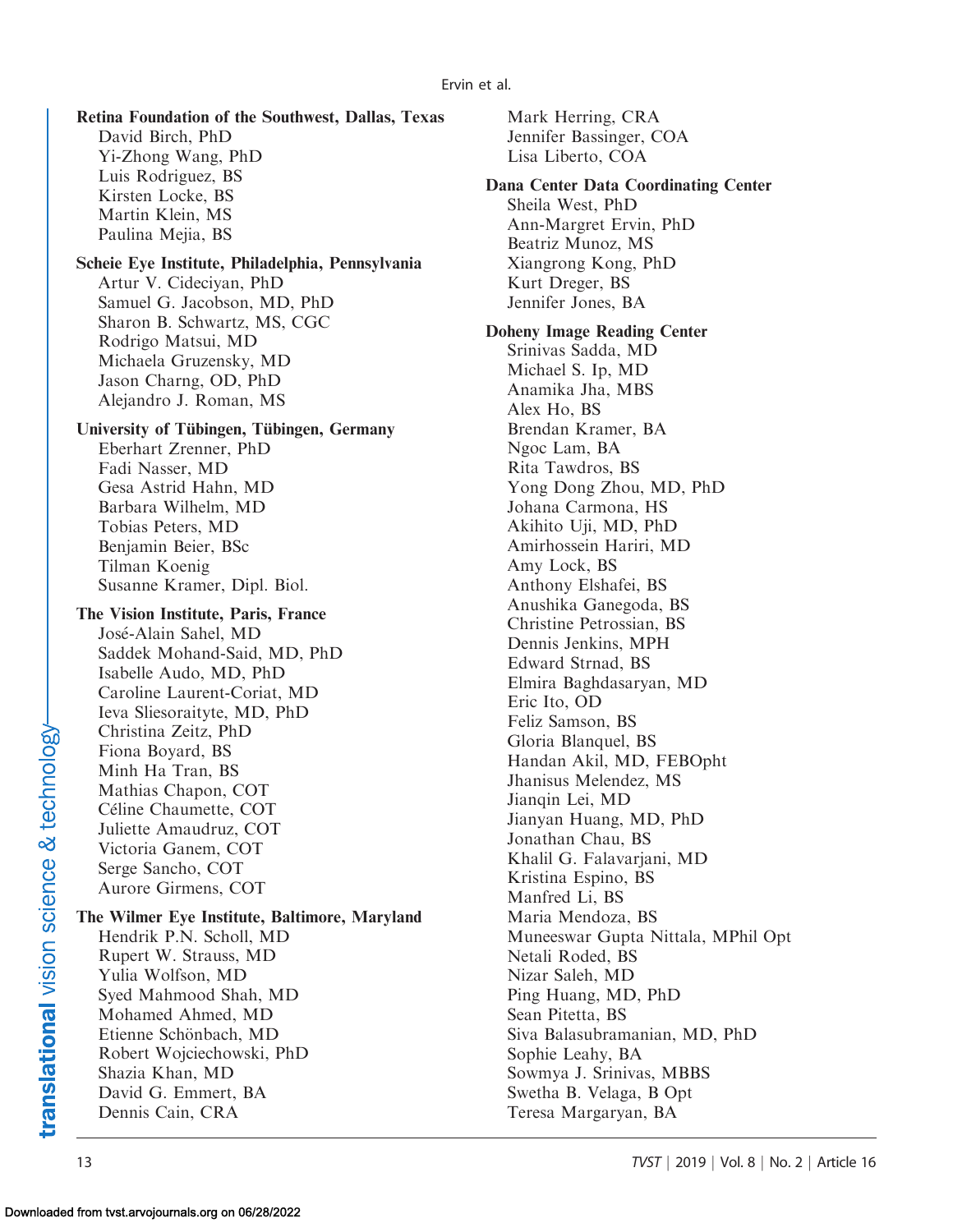**Retina Foundation of the Southwest, Dallas, Texas**

David Birch, PhD
Yi-Zhong Wang, PhD
Luis Rodriguez, BS
Kirsten Locke, BS
Martin Klein, MS
Paulina Mejia, BS

**Scheie Eye Institute, Philadelphia, Pennsylvania**

Artur V. Cideciyan, PhD
Samuel G. Jacobson, MD, PhD
Sharon B. Schwartz, MS, CGC
Rodrigo Matsui, MD
Michaela Gruzensky, MD
Jason Charng, OD, PhD
Alejandro J. Roman, MS

**University of Tübingen, Tübingen, Germany**

Eberhart Zrenner, PhD
Fadi Nasser, MD
Gesa Astrid Hahn, MD
Barbara Wilhelm, MD
Tobias Peters, MD
Benjamin Beier, BSc
Tilman Koenig
Susanne Kramer, Dipl. Biol.

**The Vision Institute, Paris, France**

José-Alain Sahel, MD
Saddek Mohand-Said, MD, PhD
Isabelle Audo, MD, PhD
Caroline Laurent-Coriat, MD
Ieva Sliesoraityte, MD, PhD
Christina Zeitz, PhD
Fiona Boyard, BS
Minh Ha Tran, BS
Mathias Chapon, COT
Céline Chaumette, COT
Juliette Amaudruz, COT
Victoria Ganem, COT
Serge Sancho, COT
Aurore Girmens, COT

**The Wilmer Eye Institute, Baltimore, Maryland**

Hendrik P.N. Scholl, MD
Rupert W. Strauss, MD
Yulia Wolfson, MD
Syed Mahmood Shah, MD
Mohamed Ahmed, MD
Etienne Schönbach, MD
Robert Wojciechowski, PhD
Shazia Khan, MD
David G. Emmert, BA
Dennis Cain, CRA
Mark Herring, CRA
Jennifer Bassinger, COA
Lisa Liberto, COA

**Dana Center Data Coordinating Center**

Sheila West, PhD
Ann-Margret Ervin, PhD
Beatriz Munoz, MS
Xiangrong Kong, PhD
Kurt Dreger, BS
Jennifer Jones, BA

**Doheny Image Reading Center**

Srinivas Sadda, MD
Michael S. Ip, MD
Anamika Jha, MBS
Alex Ho, BS
Brendan Kramer, BA
Ngoc Lam, BA
Rita Tawdros, BS
Yong Dong Zhou, MD, PhD
Johana Carmona, HS
Akihito Uji, MD, PhD
Amirhossein Hariri, MD
Amy Lock, BS
Anthony Elshafei, BS
Anushika Ganegoda, BS
Christine Petrossian, BS
Dennis Jenkins, MPH
Edward Strnad, BS
Elmira Baghdasaryan, MD
Eric Ito, OD
Feliz Samson, BS
Gloria Blanquel, BS
Handan Akil, MD, FEBOpht
Jhanisus Melendez, MS
Jianqin Lei, MD
Jianyan Huang, MD, PhD
Jonathan Chau, BS
Khalil G. Falavarjani, MD
Kristina Espino, BS
Manfred Li, BS
Maria Mendoza, BS
Muneeswar Gupta Nittala, MPhil Opt
Netali Roded, BS
Nizar Saleh, MD
Ping Huang, MD, PhD
Sean Pitetta, BS
Siva Balasubramanian, MD, PhD
Sophie Leahy, BA
Sowmya J. Srinivas, MBBS
Swetha B. Velaga, B Opt
Teresa Margaryan, BA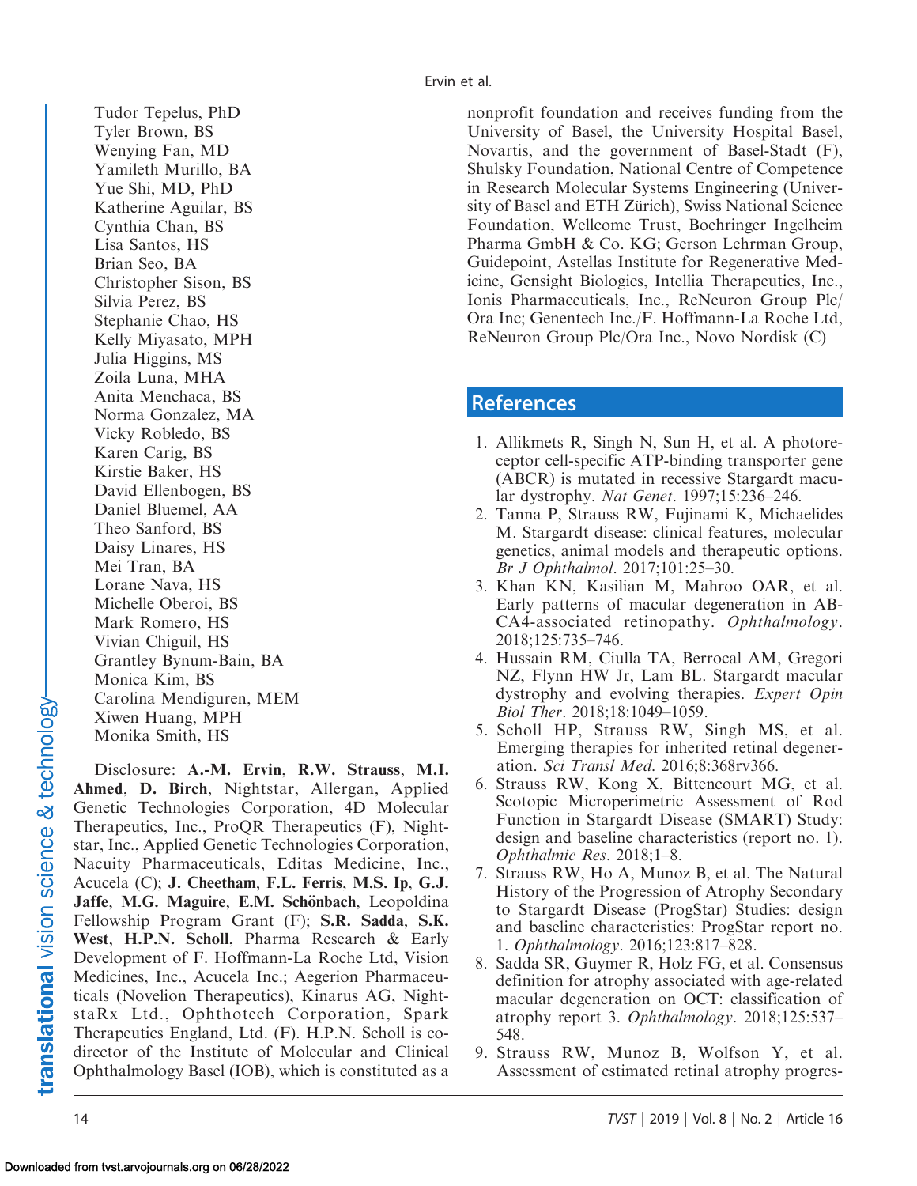Tudor Tepelus, PhD
Tyler Brown, BS
Wenying Fan, MD
Yamileth Murillo, BA
Yue Shi, MD, PhD
Katherine Aguilar, BS
Cynthia Chan, BS
Lisa Santos, HS
Brian Seo, BA
Christopher Sison, BS
Silvia Perez, BS
Stephanie Chao, HS
Kelly Miyasato, MPH
Julia Higgins, MS
Zoila Luna, MHA
Anita Menchaca, BS
Norma Gonzalez, MA
Vicky Robledo, BS
Karen Carig, BS
Kirstie Baker, HS
David Ellenbogen, BS
Daniel Bluemel, AA
Theo Sanford, BS
Daisy Linares, HS
Mei Tran, BA
Lorane Nava, HS
Michelle Oberoi, BS
Mark Romero, HS
Vivian Chiguil, HS
Grantley Bynum-Bain, BA
Monica Kim, BS
Carolina Mendiguren, MEM
Xiwen Huang, MPH
Monika Smith, HS

Disclosure: **A.-M. Ervin**, **R.W. Strauss**, **M.I. Ahmed**, **D. Birch**, Nightstar, Allergan, Applied Genetic Technologies Corporation, 4D Molecular Therapeutics, Inc., ProQR Therapeutics (F), Nightstar, Inc., Applied Genetic Technologies Corporation, Nacuity Pharmaceuticals, Editas Medicine, Inc., Acucela (C); **J. Cheetham**, **F.L. Ferris**, **M.S. Ip**, **G.J. Jaffe**, **M.G. Maguire**, **E.M. Schönbach**, Leopoldina Fellowship Program Grant (F); **S.R. Sadda**, **S.K. West**, **H.P.N. Scholl**, Pharma Research & Early Development of F. Hoffmann-La Roche Ltd, Vision Medicines, Inc., Acucela Inc.; Aegerion Pharmaceuticals (Novelion Therapeutics), Kinarus AG, NightstaRx Ltd., Ophthotech Corporation, Spark Therapeutics England, Ltd. (F). H.P.N. Scholl is co-director of the Institute of Molecular and Clinical Ophthalmology Basel (IOB), which is constituted as a nonprofit foundation and receives funding from the University of Basel, the University Hospital Basel, Novartis, and the government of Basel-Stadt (F), Shulsky Foundation, National Centre of Competence in Research Molecular Systems Engineering (University of Basel and ETH Zürich), Swiss National Science Foundation, Wellcome Trust, Boehringer Ingelheim Pharma GmbH & Co. KG; Gerson Lehrman Group, Guidepoint, Astellas Institute for Regenerative Medicine, Gensight Biologics, Intellia Therapeutics, Inc., Ionis Pharmaceuticals, Inc., ReNeuron Group Plc/Ora Inc; Genentech Inc./F. Hoffmann-La Roche Ltd, ReNeuron Group Plc/Ora Inc., Novo Nordisk (C)

## References

1. Allikmets R, Singh N, Sun H, et al. A photoreceptor cell-specific ATP-binding transporter gene (ABCR) is mutated in recessive Stargardt macular dystrophy. *Nat Genet*. 1997;15:236–246.
2. Tanna P, Strauss RW, Fujinami K, Michaelides M. Stargardt disease: clinical features, molecular genetics, animal models and therapeutic options. *Br J Ophthalmol*. 2017;101:25–30.
3. Khan KN, Kasilian M, Mahroo OAR, et al. Early patterns of macular degeneration in ABCA4-associated retinopathy. *Ophthalmology*. 2018;125:735–746.
4. Hussain RM, Ciulla TA, Berrocal AM, Gregori NZ, Flynn HW Jr, Lam BL. Stargardt macular dystrophy and evolving therapies. *Expert Opin Biol Ther*. 2018;18:1049–1059.
5. Scholl HP, Strauss RW, Singh MS, et al. Emerging therapies for inherited retinal degeneration. *Sci Transl Med*. 2016;8:368rv366.
6. Strauss RW, Kong X, Bittencourt MG, et al. Scotopic Microperimetric Assessment of Rod Function in Stargardt Disease (SMART) Study: design and baseline characteristics (report no. 1). *Ophthalmic Res*. 2018;1–8.
7. Strauss RW, Ho A, Munoz B, et al. The Natural History of the Progression of Atrophy Secondary to Stargardt Disease (ProgStar) Studies: design and baseline characteristics: ProgStar report no. 1. *Ophthalmology*. 2016;123:817–828.
8. Sadda SR, Guymer R, Holz FG, et al. Consensus definition for atrophy associated with age-related macular degeneration on OCT: classification of atrophy report 3. *Ophthalmology*. 2018;125:537–548.
9. Strauss RW, Munoz B, Wolfson Y, et al. Assessment of estimated retinal atrophy progres-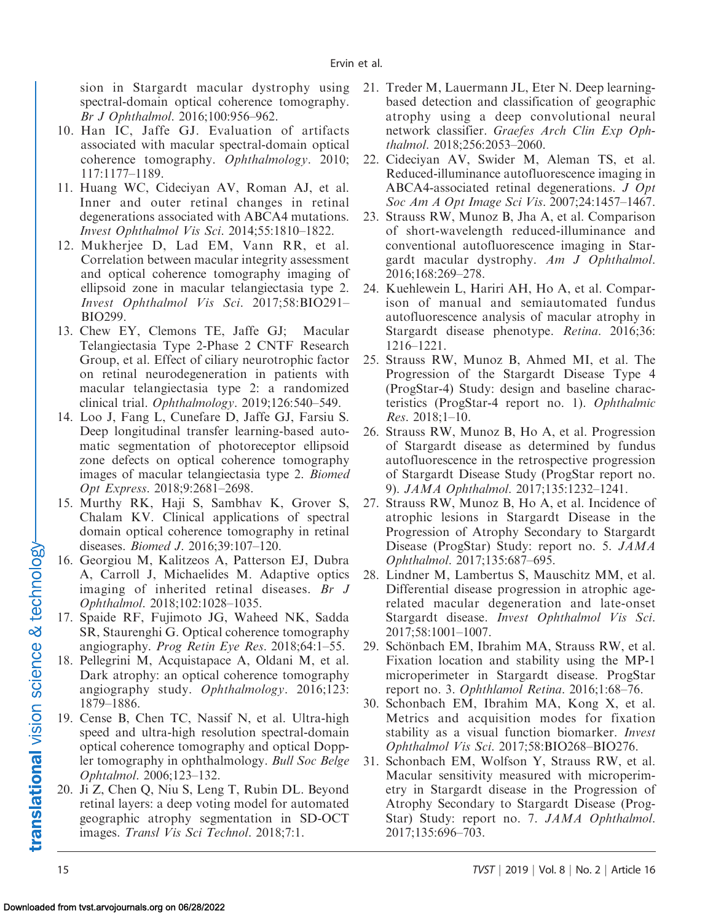sion in Stargardt macular dystrophy using spectral-domain optical coherence tomography. *Br J Ophthalmol*. 2016;100:956–962.

10. Han IC, Jaffe GJ. Evaluation of artifacts associated with macular spectral-domain optical coherence tomography. *Ophthalmology*. 2010; 117:1177–1189.
11. Huang WC, Cideciyan AV, Roman AJ, et al. Inner and outer retinal changes in retinal degenerations associated with ABCA4 mutations. *Invest Ophthalmol Vis Sci*. 2014;55:1810–1822.
12. Mukherjee D, Lad EM, Vann RR, et al. Correlation between macular integrity assessment and optical coherence tomography imaging of ellipsoid zone in macular telangiectasia type 2. *Invest Ophthalmol Vis Sci*. 2017;58:BIO291–BIO299.
13. Chew EY, Clemons TE, Jaffe GJ; Macular Telangiectasia Type 2-Phase 2 CNTF Research Group, et al. Effect of ciliary neurotrophic factor on retinal neurodegeneration in patients with macular telangiectasia type 2: a randomized clinical trial. *Ophthalmology*. 2019;126:540–549.
14. Loo J, Fang L, Cunefare D, Jaffe GJ, Farsiu S. Deep longitudinal transfer learning-based automatic segmentation of photoreceptor ellipsoid zone defects on optical coherence tomography images of macular telangiectasia type 2. *Biomed Opt Express*. 2018;9:2681–2698.
15. Murthy RK, Haji S, Sambhav K, Grover S, Chalam KV. Clinical applications of spectral domain optical coherence tomography in retinal diseases. *Biomed J*. 2016;39:107–120.
16. Georgiou M, Kalitzeos A, Patterson EJ, Dubra A, Carroll J, Michaelides M. Adaptive optics imaging of inherited retinal diseases. *Br J Ophthalmol*. 2018;102:1028–1035.
17. Spaide RF, Fujimoto JG, Waheed NK, Sadda SR, Staurenghi G. Optical coherence tomography angiography. *Prog Retin Eye Res*. 2018;64:1–55.
18. Pellegrini M, Acquistapace A, Oldani M, et al. Dark atrophy: an optical coherence tomography angiography study. *Ophthalmology*. 2016;123: 1879–1886.
19. Cense B, Chen TC, Nassif N, et al. Ultra-high speed and ultra-high resolution spectral-domain optical coherence tomography and optical Doppler tomography in ophthalmology. *Bull Soc Belge Ophtalmol*. 2006;123–132.
20. Ji Z, Chen Q, Niu S, Leng T, Rubin DL. Beyond retinal layers: a deep voting model for automated geographic atrophy segmentation in SD-OCT images. *Transl Vis Sci Technol*. 2018;7:1.
21. Treder M, Lauermann JL, Eter N. Deep learning-based detection and classification of geographic atrophy using a deep convolutional neural network classifier. *Graefes Arch Clin Exp Ophthalmol*. 2018;256:2053–2060.
22. Cideciyan AV, Swider M, Aleman TS, et al. Reduced-illuminance autofluorescence imaging in ABCA4-associated retinal degenerations. *J Opt Soc Am A Opt Image Sci Vis*. 2007;24:1457–1467.
23. Strauss RW, Munoz B, Jha A, et al. Comparison of short-wavelength reduced-illuminance and conventional autofluorescence imaging in Stargardt macular dystrophy. *Am J Ophthalmol*. 2016;168:269–278.
24. Kuehlewein L, Hariri AH, Ho A, et al. Comparison of manual and semiautomated fundus autofluorescence analysis of macular atrophy in Stargardt disease phenotype. *Retina*. 2016;36: 1216–1221.
25. Strauss RW, Munoz B, Ahmed MI, et al. The Progression of the Stargardt Disease Type 4 (ProgStar-4) Study: design and baseline characteristics (ProgStar-4 report no. 1). *Ophthalmic Res*. 2018;1–10.
26. Strauss RW, Munoz B, Ho A, et al. Progression of Stargardt disease as determined by fundus autofluorescence in the retrospective progression of Stargardt Disease Study (ProgStar report no. 9). *JAMA Ophthalmol*. 2017;135:1232–1241.
27. Strauss RW, Munoz B, Ho A, et al. Incidence of atrophic lesions in Stargardt Disease in the Progression of Atrophy Secondary to Stargardt Disease (ProgStar) Study: report no. 5. *JAMA Ophthalmol*. 2017;135:687–695.
28. Lindner M, Lambertus S, Mauschitz MM, et al. Differential disease progression in atrophic age-related macular degeneration and late-onset Stargardt disease. *Invest Ophthalmol Vis Sci*. 2017;58:1001–1007.
29. Schönbach EM, Ibrahim MA, Strauss RW, et al. Fixation location and stability using the MP-1 microperimeter in Stargardt disease. ProgStar report no. 3. *Ophthlamol Retina*. 2016;1:68–76.
30. Schonbach EM, Ibrahim MA, Kong X, et al. Metrics and acquisition modes for fixation stability as a visual function biomarker. *Invest Ophthalmol Vis Sci*. 2017;58:BIO268–BIO276.
31. Schonbach EM, Wolfson Y, Strauss RW, et al. Macular sensitivity measured with microperimetry in Stargardt disease in the Progression of Atrophy Secondary to Stargardt Disease (ProgStar) Study: report no. 7. *JAMA Ophthalmol*. 2017;135:696–703.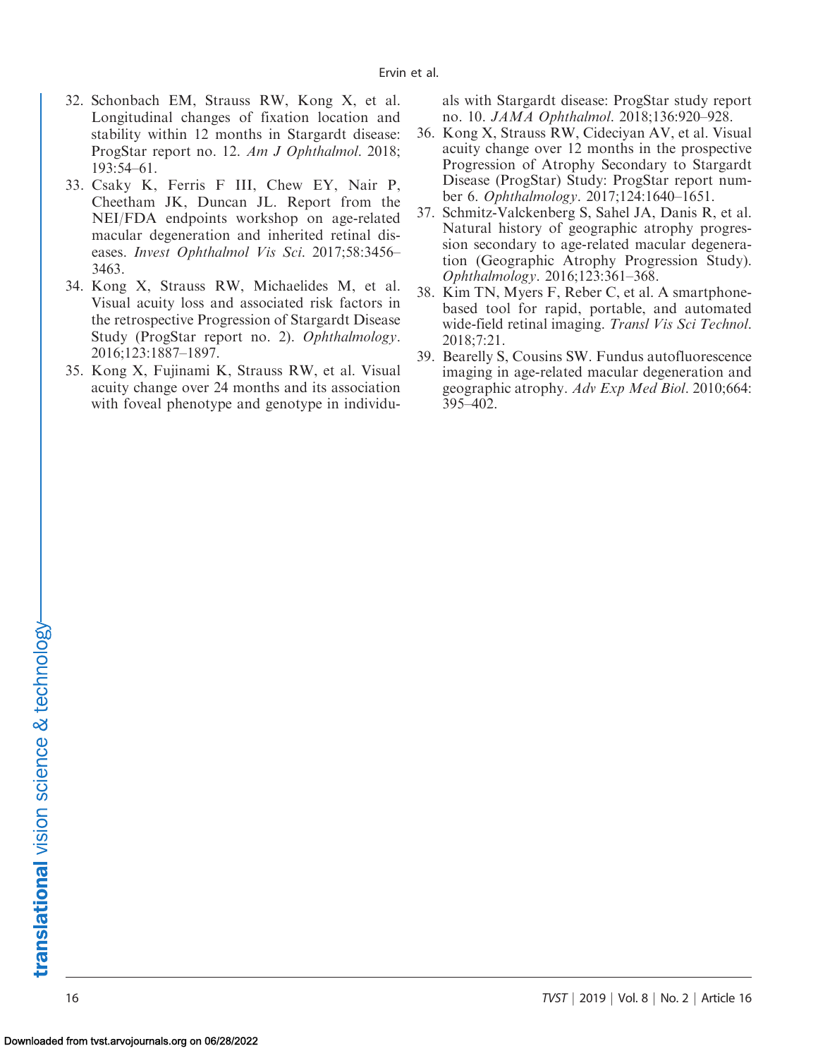32. Schonbach EM, Strauss RW, Kong X, et al. Longitudinal changes of fixation location and stability within 12 months in Stargardt disease: ProgStar report no. 12. *Am J Ophthalmol*. 2018; 193:54–61.
33. Csaky K, Ferris F III, Chew EY, Nair P, Cheetham JK, Duncan JL. Report from the NEI/FDA endpoints workshop on age-related macular degeneration and inherited retinal diseases. *Invest Ophthalmol Vis Sci*. 2017;58:3456–3463.
34. Kong X, Strauss RW, Michaelides M, et al. Visual acuity loss and associated risk factors in the retrospective Progression of Stargardt Disease Study (ProgStar report no. 2). *Ophthalmology*. 2016;123:1887–1897.
35. Kong X, Fujinami K, Strauss RW, et al. Visual acuity change over 24 months and its association with foveal phenotype and genotype in individuals with Stargardt disease: ProgStar study report no. 10. *JAMA Ophthalmol*. 2018;136:920–928.
36. Kong X, Strauss RW, Cideciyan AV, et al. Visual acuity change over 12 months in the prospective Progression of Atrophy Secondary to Stargardt Disease (ProgStar) Study: ProgStar report number 6. *Ophthalmology*. 2017;124:1640–1651.
37. Schmitz-Valckenberg S, Sahel JA, Danis R, et al. Natural history of geographic atrophy progression secondary to age-related macular degeneration (Geographic Atrophy Progression Study). *Ophthalmology*. 2016;123:361–368.
38. Kim TN, Myers F, Reber C, et al. A smartphone-based tool for rapid, portable, and automated wide-field retinal imaging. *Transl Vis Sci Technol*. 2018;7:21.
39. Bearelly S, Cousins SW. Fundus autofluorescence imaging in age-related macular degeneration and geographic atrophy. *Adv Exp Med Biol*. 2010;664: 395–402.